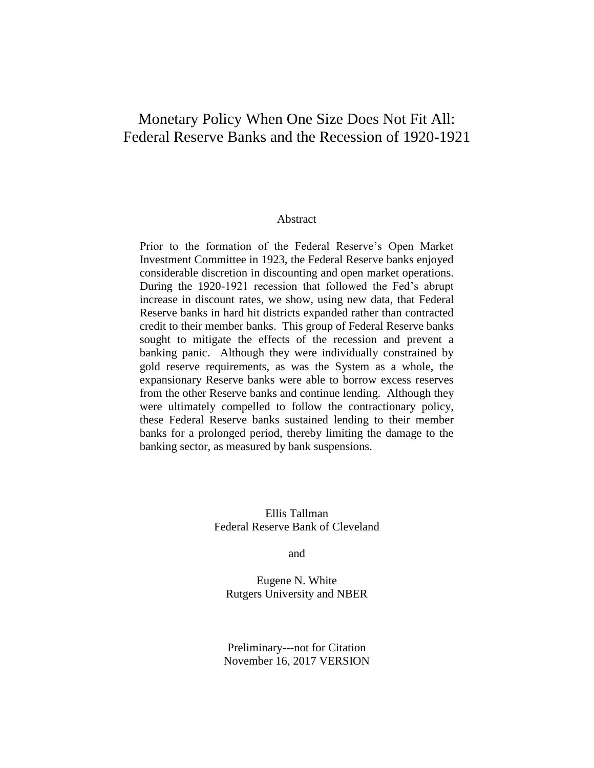# Monetary Policy When One Size Does Not Fit All: Federal Reserve Banks and the Recession of 1920-1921

## Abstract

Prior to the formation of the Federal Reserve's Open Market Investment Committee in 1923, the Federal Reserve banks enjoyed considerable discretion in discounting and open market operations. During the 1920-1921 recession that followed the Fed's abrupt increase in discount rates, we show, using new data, that Federal Reserve banks in hard hit districts expanded rather than contracted credit to their member banks. This group of Federal Reserve banks sought to mitigate the effects of the recession and prevent a banking panic. Although they were individually constrained by gold reserve requirements, as was the System as a whole, the expansionary Reserve banks were able to borrow excess reserves from the other Reserve banks and continue lending. Although they were ultimately compelled to follow the contractionary policy, these Federal Reserve banks sustained lending to their member banks for a prolonged period, thereby limiting the damage to the banking sector, as measured by bank suspensions.

Ellis Tallman
Federal Reserve Bank of Cleveland

and

Eugene N. White
Rutgers University and NBER

Preliminary---not for Citation
November 16, 2017 VERSION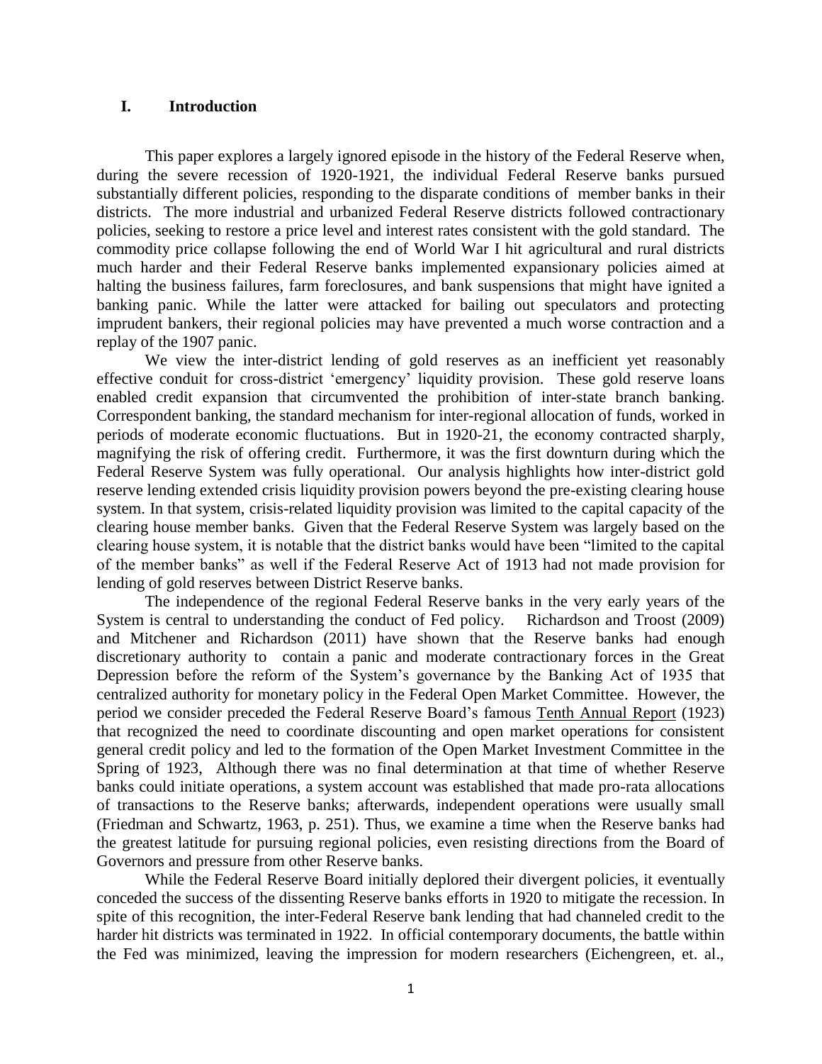## I. Introduction

This paper explores a largely ignored episode in the history of the Federal Reserve when, during the severe recession of 1920-1921, the individual Federal Reserve banks pursued substantially different policies, responding to the disparate conditions of member banks in their districts. The more industrial and urbanized Federal Reserve districts followed contractionary policies, seeking to restore a price level and interest rates consistent with the gold standard. The commodity price collapse following the end of World War I hit agricultural and rural districts much harder and their Federal Reserve banks implemented expansionary policies aimed at halting the business failures, farm foreclosures, and bank suspensions that might have ignited a banking panic. While the latter were attacked for bailing out speculators and protecting imprudent bankers, their regional policies may have prevented a much worse contraction and a replay of the 1907 panic.

We view the inter-district lending of gold reserves as an inefficient yet reasonably effective conduit for cross-district 'emergency' liquidity provision. These gold reserve loans enabled credit expansion that circumvented the prohibition of inter-state branch banking. Correspondent banking, the standard mechanism for inter-regional allocation of funds, worked in periods of moderate economic fluctuations. But in 1920-21, the economy contracted sharply, magnifying the risk of offering credit. Furthermore, it was the first downturn during which the Federal Reserve System was fully operational. Our analysis highlights how inter-district gold reserve lending extended crisis liquidity provision powers beyond the pre-existing clearing house system. In that system, crisis-related liquidity provision was limited to the capital capacity of the clearing house member banks. Given that the Federal Reserve System was largely based on the clearing house system, it is notable that the district banks would have been "limited to the capital of the member banks" as well if the Federal Reserve Act of 1913 had not made provision for lending of gold reserves between District Reserve banks.

The independence of the regional Federal Reserve banks in the very early years of the System is central to understanding the conduct of Fed policy. Richardson and Troost (2009) and Mitchener and Richardson (2011) have shown that the Reserve banks had enough discretionary authority to contain a panic and moderate contractionary forces in the Great Depression before the reform of the System's governance by the Banking Act of 1935 that centralized authority for monetary policy in the Federal Open Market Committee. However, the period we consider preceded the Federal Reserve Board's famous Tenth Annual Report (1923) that recognized the need to coordinate discounting and open market operations for consistent general credit policy and led to the formation of the Open Market Investment Committee in the Spring of 1923, Although there was no final determination at that time of whether Reserve banks could initiate operations, a system account was established that made pro-rata allocations of transactions to the Reserve banks; afterwards, independent operations were usually small (Friedman and Schwartz, 1963, p. 251). Thus, we examine a time when the Reserve banks had the greatest latitude for pursuing regional policies, even resisting directions from the Board of Governors and pressure from other Reserve banks.

While the Federal Reserve Board initially deplored their divergent policies, it eventually conceded the success of the dissenting Reserve banks efforts in 1920 to mitigate the recession. In spite of this recognition, the inter-Federal Reserve bank lending that had channeled credit to the harder hit districts was terminated in 1922. In official contemporary documents, the battle within the Fed was minimized, leaving the impression for modern researchers (Eichengreen, et. al.,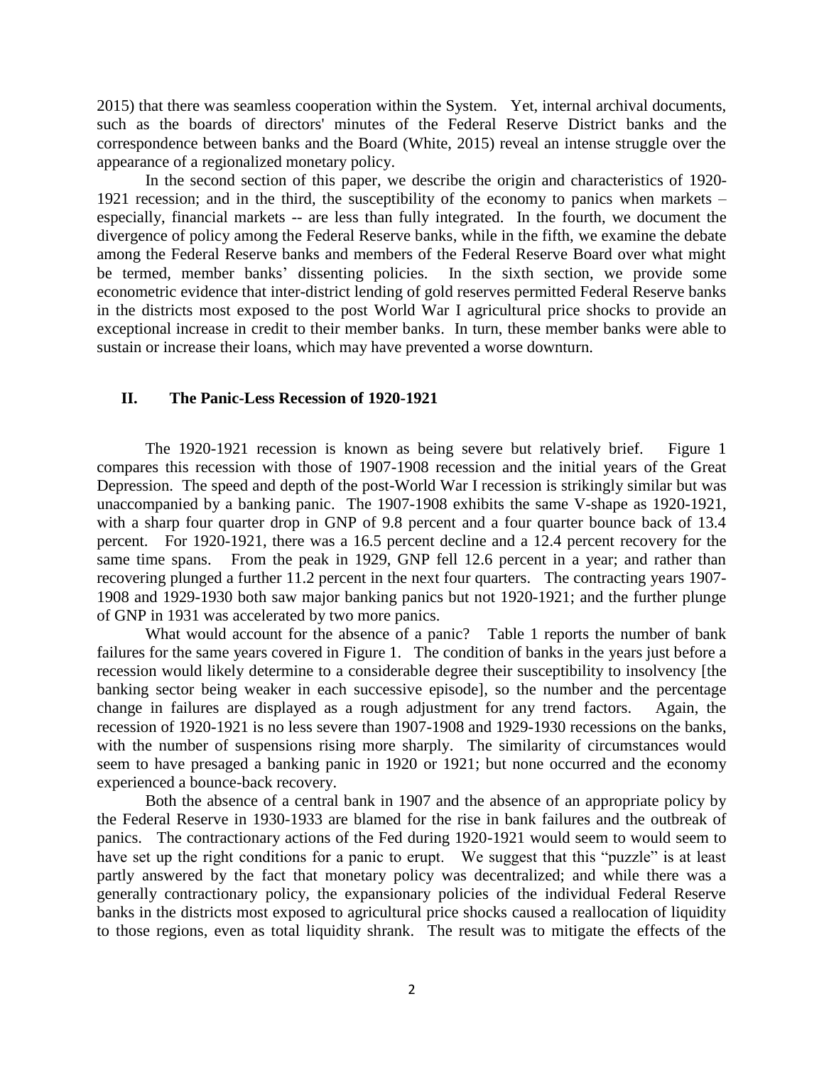2015) that there was seamless cooperation within the System. Yet, internal archival documents, such as the boards of directors' minutes of the Federal Reserve District banks and the correspondence between banks and the Board (White, 2015) reveal an intense struggle over the appearance of a regionalized monetary policy.

In the second section of this paper, we describe the origin and characteristics of 1920-1921 recession; and in the third, the susceptibility of the economy to panics when markets – especially, financial markets -- are less than fully integrated. In the fourth, we document the divergence of policy among the Federal Reserve banks, while in the fifth, we examine the debate among the Federal Reserve banks and members of the Federal Reserve Board over what might be termed, member banks' dissenting policies. In the sixth section, we provide some econometric evidence that inter-district lending of gold reserves permitted Federal Reserve banks in the districts most exposed to the post World War I agricultural price shocks to provide an exceptional increase in credit to their member banks. In turn, these member banks were able to sustain or increase their loans, which may have prevented a worse downturn.

## II. The Panic-Less Recession of 1920-1921

The 1920-1921 recession is known as being severe but relatively brief. Figure 1 compares this recession with those of 1907-1908 recession and the initial years of the Great Depression. The speed and depth of the post-World War I recession is strikingly similar but was unaccompanied by a banking panic. The 1907-1908 exhibits the same V-shape as 1920-1921, with a sharp four quarter drop in GNP of 9.8 percent and a four quarter bounce back of 13.4 percent. For 1920-1921, there was a 16.5 percent decline and a 12.4 percent recovery for the same time spans. From the peak in 1929, GNP fell 12.6 percent in a year; and rather than recovering plunged a further 11.2 percent in the next four quarters. The contracting years 1907-1908 and 1929-1930 both saw major banking panics but not 1920-1921; and the further plunge of GNP in 1931 was accelerated by two more panics.

What would account for the absence of a panic? Table 1 reports the number of bank failures for the same years covered in Figure 1. The condition of banks in the years just before a recession would likely determine to a considerable degree their susceptibility to insolvency [the banking sector being weaker in each successive episode], so the number and the percentage change in failures are displayed as a rough adjustment for any trend factors. Again, the recession of 1920-1921 is no less severe than 1907-1908 and 1929-1930 recessions on the banks, with the number of suspensions rising more sharply. The similarity of circumstances would seem to have presaged a banking panic in 1920 or 1921; but none occurred and the economy experienced a bounce-back recovery.

Both the absence of a central bank in 1907 and the absence of an appropriate policy by the Federal Reserve in 1930-1933 are blamed for the rise in bank failures and the outbreak of panics. The contractionary actions of the Fed during 1920-1921 would seem to would seem to have set up the right conditions for a panic to erupt. We suggest that this "puzzle" is at least partly answered by the fact that monetary policy was decentralized; and while there was a generally contractionary policy, the expansionary policies of the individual Federal Reserve banks in the districts most exposed to agricultural price shocks caused a reallocation of liquidity to those regions, even as total liquidity shrank. The result was to mitigate the effects of the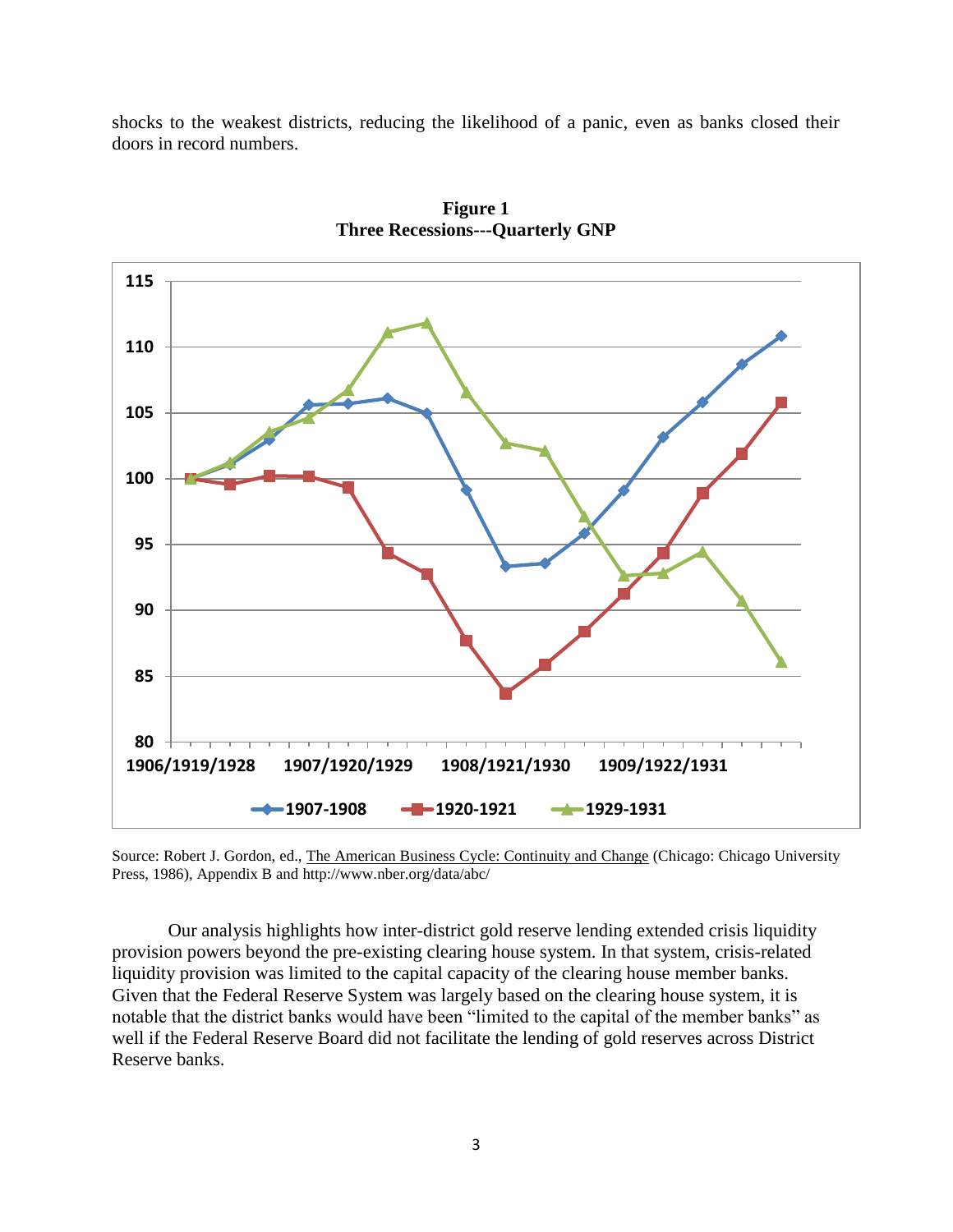shocks to the weakest districts, reducing the likelihood of a panic, even as banks closed their doors in record numbers.

**Figure 1**
**Three Recessions---Quarterly GNP**

Source: Robert J. Gordon, ed., The American Business Cycle: Continuity and Change (Chicago: Chicago University Press, 1986), Appendix B and http://www.nber.org/data/abc/

Our analysis highlights how inter-district gold reserve lending extended crisis liquidity provision powers beyond the pre-existing clearing house system. In that system, crisis-related liquidity provision was limited to the capital capacity of the clearing house member banks. Given that the Federal Reserve System was largely based on the clearing house system, it is notable that the district banks would have been "limited to the capital of the member banks" as well if the Federal Reserve Board did not facilitate the lending of gold reserves across District Reserve banks.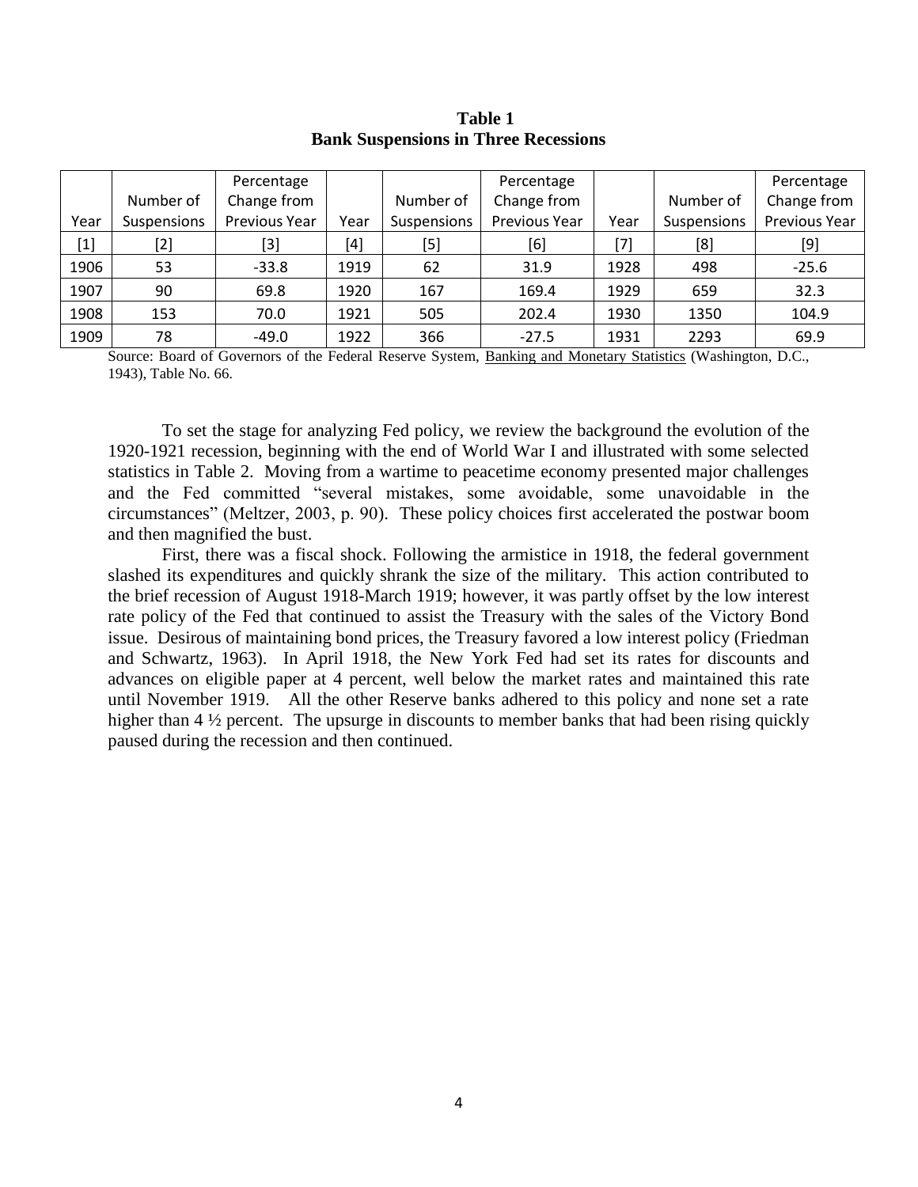**Table 1**
**Bank Suspensions in Three Recessions**

| Year | Number of Suspensions | Percentage Change from Previous Year | Year | Number of Suspensions | Percentage Change from Previous Year | Year | Number of Suspensions | Percentage Change from Previous Year |
|---|---|---|---|---|---|---|---|---|
| [1] | [2] | [3] | [4] | [5] | [6] | [7] | [8] | [9] |
| 1906 | 53 | -33.8 | 1919 | 62 | 31.9 | 1928 | 498 | -25.6 |
| 1907 | 90 | 69.8 | 1920 | 167 | 169.4 | 1929 | 659 | 32.3 |
| 1908 | 153 | 70.0 | 1921 | 505 | 202.4 | 1930 | 1350 | 104.9 |
| 1909 | 78 | -49.0 | 1922 | 366 | -27.5 | 1931 | 2293 | 69.9 |

Source: Board of Governors of the Federal Reserve System, Banking and Monetary Statistics (Washington, D.C., 1943), Table No. 66.

To set the stage for analyzing Fed policy, we review the background the evolution of the 1920-1921 recession, beginning with the end of World War I and illustrated with some selected statistics in Table 2. Moving from a wartime to peacetime economy presented major challenges and the Fed committed "several mistakes, some avoidable, some unavoidable in the circumstances" (Meltzer, 2003, p. 90). These policy choices first accelerated the postwar boom and then magnified the bust.

First, there was a fiscal shock. Following the armistice in 1918, the federal government slashed its expenditures and quickly shrank the size of the military. This action contributed to the brief recession of August 1918-March 1919; however, it was partly offset by the low interest rate policy of the Fed that continued to assist the Treasury with the sales of the Victory Bond issue. Desirous of maintaining bond prices, the Treasury favored a low interest policy (Friedman and Schwartz, 1963). In April 1918, the New York Fed had set its rates for discounts and advances on eligible paper at 4 percent, well below the market rates and maintained this rate until November 1919. All the other Reserve banks adhered to this policy and none set a rate higher than 4 ½ percent. The upsurge in discounts to member banks that had been rising quickly paused during the recession and then continued.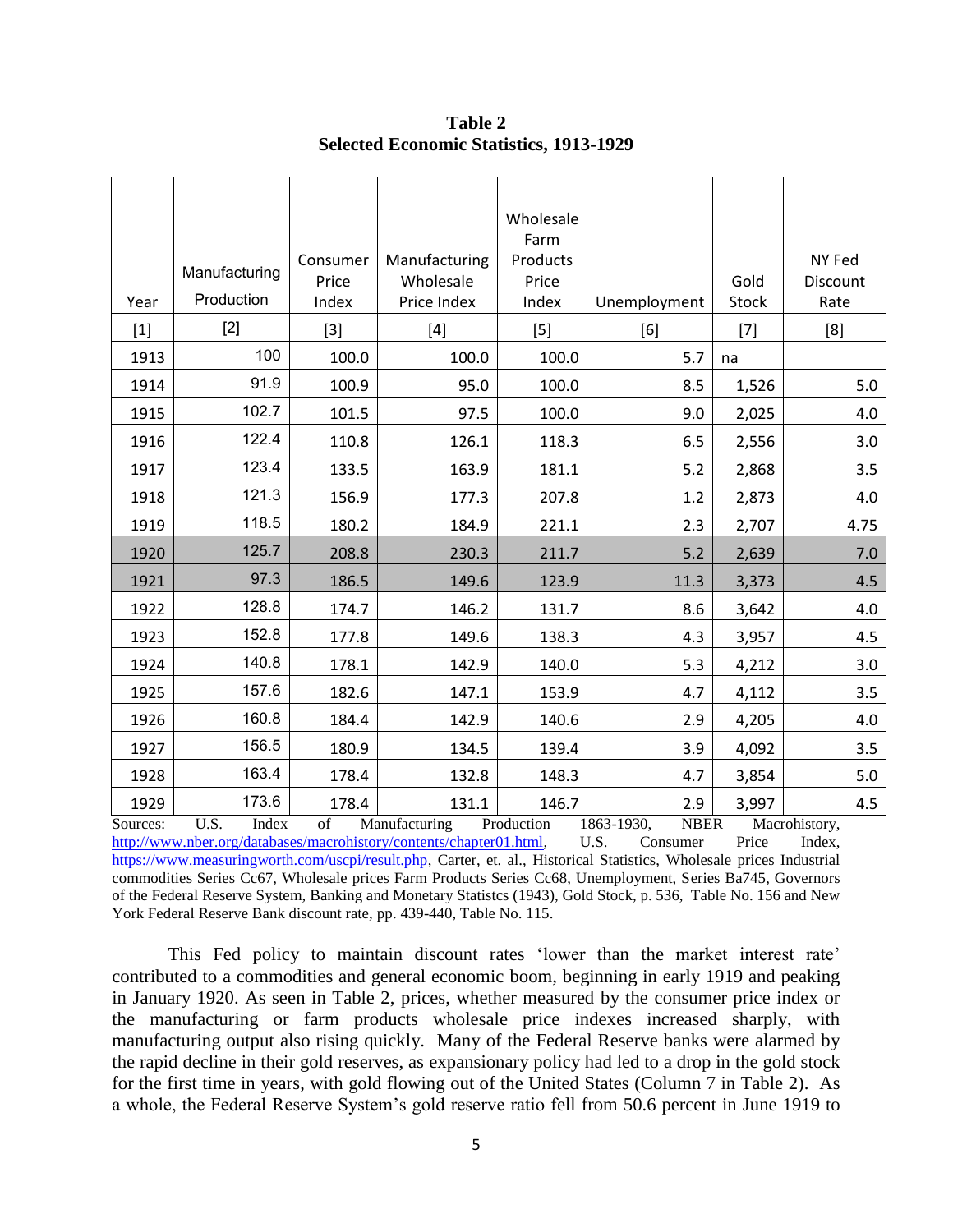**Table 2**
**Selected Economic Statistics, 1913-1929**

| Year | Manufacturing Production | Consumer Price Index | Manufacturing Wholesale Price Index | Wholesale Farm Products Price Index | Unemployment | Gold Stock | NY Fed Discount Rate |
|---|---|---|---|---|---|---|---|
| [1] | [2] | [3] | [4] | [5] | [6] | [7] | [8] |
| 1913 | 100 | 100.0 | 100.0 | 100.0 | 5.7 | na | |
| 1914 | 91.9 | 100.9 | 95.0 | 100.0 | 8.5 | 1,526 | 5.0 |
| 1915 | 102.7 | 101.5 | 97.5 | 100.0 | 9.0 | 2,025 | 4.0 |
| 1916 | 122.4 | 110.8 | 126.1 | 118.3 | 6.5 | 2,556 | 3.0 |
| 1917 | 123.4 | 133.5 | 163.9 | 181.1 | 5.2 | 2,868 | 3.5 |
| 1918 | 121.3 | 156.9 | 177.3 | 207.8 | 1.2 | 2,873 | 4.0 |
| 1919 | 118.5 | 180.2 | 184.9 | 221.1 | 2.3 | 2,707 | 4.75 |
| 1920 | 125.7 | 208.8 | 230.3 | 211.7 | 5.2 | 2,639 | 7.0 |
| 1921 | 97.3 | 186.5 | 149.6 | 123.9 | 11.3 | 3,373 | 4.5 |
| 1922 | 128.8 | 174.7 | 146.2 | 131.7 | 8.6 | 3,642 | 4.0 |
| 1923 | 152.8 | 177.8 | 149.6 | 138.3 | 4.3 | 3,957 | 4.5 |
| 1924 | 140.8 | 178.1 | 142.9 | 140.0 | 5.3 | 4,212 | 3.0 |
| 1925 | 157.6 | 182.6 | 147.1 | 153.9 | 4.7 | 4,112 | 3.5 |
| 1926 | 160.8 | 184.4 | 142.9 | 140.6 | 2.9 | 4,205 | 4.0 |
| 1927 | 156.5 | 180.9 | 134.5 | 139.4 | 3.9 | 4,092 | 3.5 |
| 1928 | 163.4 | 178.4 | 132.8 | 148.3 | 4.7 | 3,854 | 5.0 |
| 1929 | 173.6 | 178.4 | 131.1 | 146.7 | 2.9 | 3,997 | 4.5 |

Sources: U.S. Index of Manufacturing Production 1863-1930, NBER Macrohistory, http://www.nber.org/databases/macrohistory/contents/chapter01.html, U.S. Consumer Price Index, https://www.measuringworth.com/uscpi/result.php, Carter, et. al., Historical Statistics, Wholesale prices Industrial commodities Series Cc67, Wholesale prices Farm Products Series Cc68, Unemployment, Series Ba745, Governors of the Federal Reserve System, Banking and Monetary Statistcs (1943), Gold Stock, p. 536, Table No. 156 and New York Federal Reserve Bank discount rate, pp. 439-440, Table No. 115.

This Fed policy to maintain discount rates 'lower than the market interest rate' contributed to a commodities and general economic boom, beginning in early 1919 and peaking in January 1920. As seen in Table 2, prices, whether measured by the consumer price index or the manufacturing or farm products wholesale price indexes increased sharply, with manufacturing output also rising quickly. Many of the Federal Reserve banks were alarmed by the rapid decline in their gold reserves, as expansionary policy had led to a drop in the gold stock for the first time in years, with gold flowing out of the United States (Column 7 in Table 2). As a whole, the Federal Reserve System's gold reserve ratio fell from 50.6 percent in June 1919 to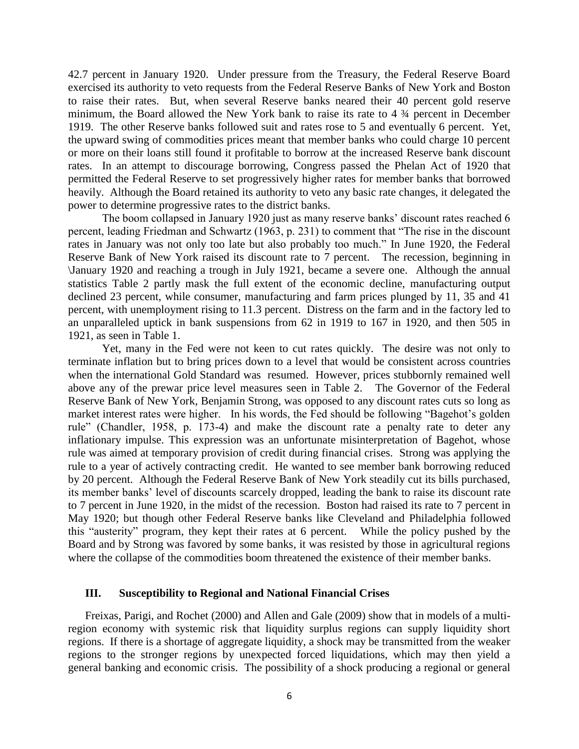42.7 percent in January 1920. Under pressure from the Treasury, the Federal Reserve Board exercised its authority to veto requests from the Federal Reserve Banks of New York and Boston to raise their rates. But, when several Reserve banks neared their 40 percent gold reserve minimum, the Board allowed the New York bank to raise its rate to 4 ¾ percent in December 1919. The other Reserve banks followed suit and rates rose to 5 and eventually 6 percent. Yet, the upward swing of commodities prices meant that member banks who could charge 10 percent or more on their loans still found it profitable to borrow at the increased Reserve bank discount rates. In an attempt to discourage borrowing, Congress passed the Phelan Act of 1920 that permitted the Federal Reserve to set progressively higher rates for member banks that borrowed heavily. Although the Board retained its authority to veto any basic rate changes, it delegated the power to determine progressive rates to the district banks.

The boom collapsed in January 1920 just as many reserve banks' discount rates reached 6 percent, leading Friedman and Schwartz (1963, p. 231) to comment that "The rise in the discount rates in January was not only too late but also probably too much." In June 1920, the Federal Reserve Bank of New York raised its discount rate to 7 percent. The recession, beginning in \January 1920 and reaching a trough in July 1921, became a severe one. Although the annual statistics Table 2 partly mask the full extent of the economic decline, manufacturing output declined 23 percent, while consumer, manufacturing and farm prices plunged by 11, 35 and 41 percent, with unemployment rising to 11.3 percent. Distress on the farm and in the factory led to an unparalleled uptick in bank suspensions from 62 in 1919 to 167 in 1920, and then 505 in 1921, as seen in Table 1.

Yet, many in the Fed were not keen to cut rates quickly. The desire was not only to terminate inflation but to bring prices down to a level that would be consistent across countries when the international Gold Standard was resumed. However, prices stubbornly remained well above any of the prewar price level measures seen in Table 2. The Governor of the Federal Reserve Bank of New York, Benjamin Strong, was opposed to any discount rates cuts so long as market interest rates were higher. In his words, the Fed should be following "Bagehot's golden rule" (Chandler, 1958, p. 173-4) and make the discount rate a penalty rate to deter any inflationary impulse. This expression was an unfortunate misinterpretation of Bagehot, whose rule was aimed at temporary provision of credit during financial crises. Strong was applying the rule to a year of actively contracting credit. He wanted to see member bank borrowing reduced by 20 percent. Although the Federal Reserve Bank of New York steadily cut its bills purchased, its member banks' level of discounts scarcely dropped, leading the bank to raise its discount rate to 7 percent in June 1920, in the midst of the recession. Boston had raised its rate to 7 percent in May 1920; but though other Federal Reserve banks like Cleveland and Philadelphia followed this "austerity" program, they kept their rates at 6 percent. While the policy pushed by the Board and by Strong was favored by some banks, it was resisted by those in agricultural regions where the collapse of the commodities boom threatened the existence of their member banks.

## III. Susceptibility to Regional and National Financial Crises

Freixas, Parigi, and Rochet (2000) and Allen and Gale (2009) show that in models of a multi-region economy with systemic risk that liquidity surplus regions can supply liquidity short regions. If there is a shortage of aggregate liquidity, a shock may be transmitted from the weaker regions to the stronger regions by unexpected forced liquidations, which may then yield a general banking and economic crisis. The possibility of a shock producing a regional or general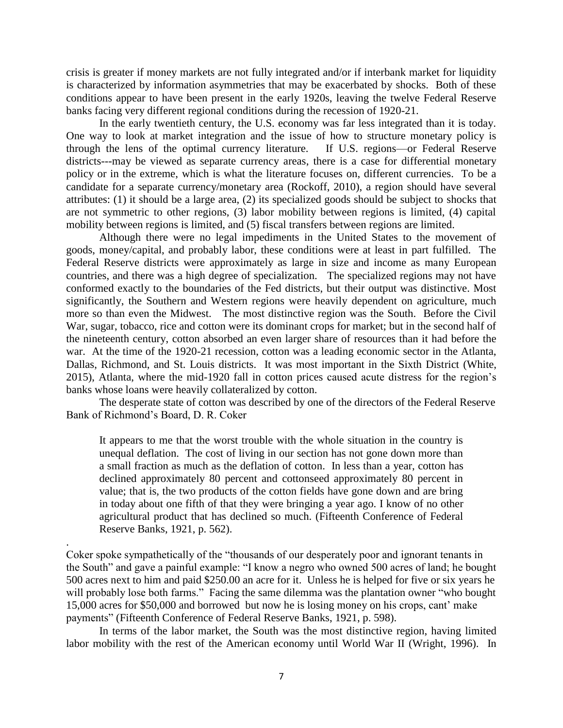crisis is greater if money markets are not fully integrated and/or if interbank market for liquidity is characterized by information asymmetries that may be exacerbated by shocks. Both of these conditions appear to have been present in the early 1920s, leaving the twelve Federal Reserve banks facing very different regional conditions during the recession of 1920-21.

In the early twentieth century, the U.S. economy was far less integrated than it is today. One way to look at market integration and the issue of how to structure monetary policy is through the lens of the optimal currency literature. If U.S. regions—or Federal Reserve districts---may be viewed as separate currency areas, there is a case for differential monetary policy or in the extreme, which is what the literature focuses on, different currencies. To be a candidate for a separate currency/monetary area (Rockoff, 2010), a region should have several attributes: (1) it should be a large area, (2) its specialized goods should be subject to shocks that are not symmetric to other regions, (3) labor mobility between regions is limited, (4) capital mobility between regions is limited, and (5) fiscal transfers between regions are limited.

Although there were no legal impediments in the United States to the movement of goods, money/capital, and probably labor, these conditions were at least in part fulfilled. The Federal Reserve districts were approximately as large in size and income as many European countries, and there was a high degree of specialization. The specialized regions may not have conformed exactly to the boundaries of the Fed districts, but their output was distinctive. Most significantly, the Southern and Western regions were heavily dependent on agriculture, much more so than even the Midwest. The most distinctive region was the South. Before the Civil War, sugar, tobacco, rice and cotton were its dominant crops for market; but in the second half of the nineteenth century, cotton absorbed an even larger share of resources than it had before the war. At the time of the 1920-21 recession, cotton was a leading economic sector in the Atlanta, Dallas, Richmond, and St. Louis districts. It was most important in the Sixth District (White, 2015), Atlanta, where the mid-1920 fall in cotton prices caused acute distress for the region's banks whose loans were heavily collateralized by cotton.

The desperate state of cotton was described by one of the directors of the Federal Reserve Bank of Richmond's Board, D. R. Coker

> It appears to me that the worst trouble with the whole situation in the country is unequal deflation. The cost of living in our section has not gone down more than a small fraction as much as the deflation of cotton. In less than a year, cotton has declined approximately 80 percent and cottonseed approximately 80 percent in value; that is, the two products of the cotton fields have gone down and are bring in today about one fifth of that they were bringing a year ago. I know of no other agricultural product that has declined so much. (Fifteenth Conference of Federal Reserve Banks, 1921, p. 562).

.

Coker spoke sympathetically of the "thousands of our desperately poor and ignorant tenants in the South" and gave a painful example: "I know a negro who owned 500 acres of land; he bought 500 acres next to him and paid $250.00 an acre for it. Unless he is helped for five or six years he will probably lose both farms." Facing the same dilemma was the plantation owner "who bought 15,000 acres for $50,000 and borrowed but now he is losing money on his crops, cant' make payments" (Fifteenth Conference of Federal Reserve Banks, 1921, p. 598).

In terms of the labor market, the South was the most distinctive region, having limited labor mobility with the rest of the American economy until World War II (Wright, 1996). In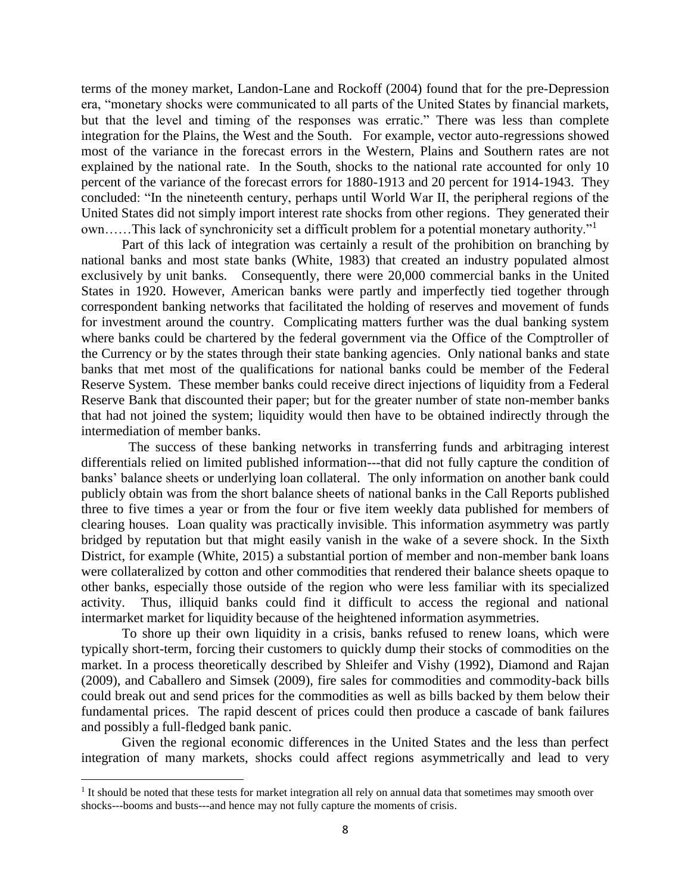terms of the money market, Landon-Lane and Rockoff (2004) found that for the pre-Depression era, "monetary shocks were communicated to all parts of the United States by financial markets, but that the level and timing of the responses was erratic." There was less than complete integration for the Plains, the West and the South. For example, vector auto-regressions showed most of the variance in the forecast errors in the Western, Plains and Southern rates are not explained by the national rate. In the South, shocks to the national rate accounted for only 10 percent of the variance of the forecast errors for 1880-1913 and 20 percent for 1914-1943. They concluded: "In the nineteenth century, perhaps until World War II, the peripheral regions of the United States did not simply import interest rate shocks from other regions. They generated their own……This lack of synchronicity set a difficult problem for a potential monetary authority."[1]

Part of this lack of integration was certainly a result of the prohibition on branching by national banks and most state banks (White, 1983) that created an industry populated almost exclusively by unit banks. Consequently, there were 20,000 commercial banks in the United States in 1920. However, American banks were partly and imperfectly tied together through correspondent banking networks that facilitated the holding of reserves and movement of funds for investment around the country. Complicating matters further was the dual banking system where banks could be chartered by the federal government via the Office of the Comptroller of the Currency or by the states through their state banking agencies. Only national banks and state banks that met most of the qualifications for national banks could be member of the Federal Reserve System. These member banks could receive direct injections of liquidity from a Federal Reserve Bank that discounted their paper; but for the greater number of state non-member banks that had not joined the system; liquidity would then have to be obtained indirectly through the intermediation of member banks.

The success of these banking networks in transferring funds and arbitraging interest differentials relied on limited published information---that did not fully capture the condition of banks' balance sheets or underlying loan collateral. The only information on another bank could publicly obtain was from the short balance sheets of national banks in the Call Reports published three to five times a year or from the four or five item weekly data published for members of clearing houses. Loan quality was practically invisible. This information asymmetry was partly bridged by reputation but that might easily vanish in the wake of a severe shock. In the Sixth District, for example (White, 2015) a substantial portion of member and non-member bank loans were collateralized by cotton and other commodities that rendered their balance sheets opaque to other banks, especially those outside of the region who were less familiar with its specialized activity. Thus, illiquid banks could find it difficult to access the regional and national intermarket market for liquidity because of the heightened information asymmetries.

To shore up their own liquidity in a crisis, banks refused to renew loans, which were typically short-term, forcing their customers to quickly dump their stocks of commodities on the market. In a process theoretically described by Shleifer and Vishy (1992), Diamond and Rajan (2009), and Caballero and Simsek (2009), fire sales for commodities and commodity-back bills could break out and send prices for the commodities as well as bills backed by them below their fundamental prices. The rapid descent of prices could then produce a cascade of bank failures and possibly a full-fledged bank panic.

Given the regional economic differences in the United States and the less than perfect integration of many markets, shocks could affect regions asymmetrically and lead to very

[1] It should be noted that these tests for market integration all rely on annual data that sometimes may smooth over shocks---booms and busts---and hence may not fully capture the moments of crisis.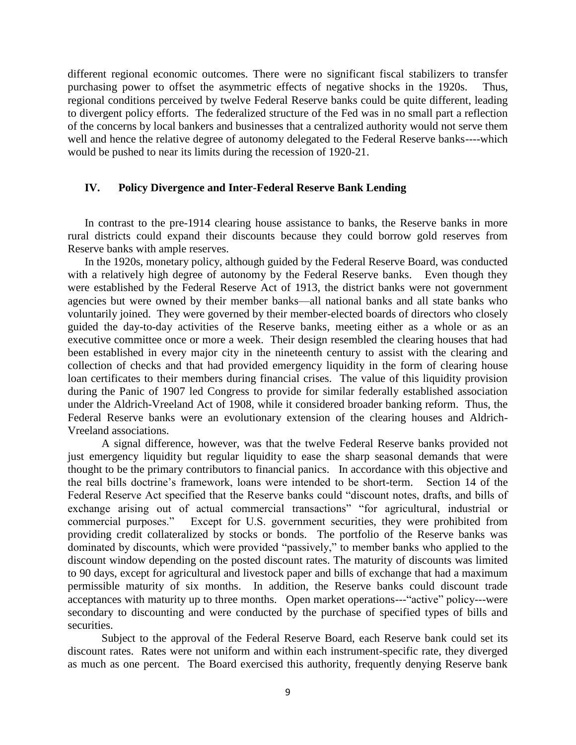different regional economic outcomes. There were no significant fiscal stabilizers to transfer purchasing power to offset the asymmetric effects of negative shocks in the 1920s. Thus, regional conditions perceived by twelve Federal Reserve banks could be quite different, leading to divergent policy efforts. The federalized structure of the Fed was in no small part a reflection of the concerns by local bankers and businesses that a centralized authority would not serve them well and hence the relative degree of autonomy delegated to the Federal Reserve banks----which would be pushed to near its limits during the recession of 1920-21.

## IV. Policy Divergence and Inter-Federal Reserve Bank Lending

In contrast to the pre-1914 clearing house assistance to banks, the Reserve banks in more rural districts could expand their discounts because they could borrow gold reserves from Reserve banks with ample reserves.

In the 1920s, monetary policy, although guided by the Federal Reserve Board, was conducted with a relatively high degree of autonomy by the Federal Reserve banks. Even though they were established by the Federal Reserve Act of 1913, the district banks were not government agencies but were owned by their member banks—all national banks and all state banks who voluntarily joined. They were governed by their member-elected boards of directors who closely guided the day-to-day activities of the Reserve banks, meeting either as a whole or as an executive committee once or more a week. Their design resembled the clearing houses that had been established in every major city in the nineteenth century to assist with the clearing and collection of checks and that had provided emergency liquidity in the form of clearing house loan certificates to their members during financial crises. The value of this liquidity provision during the Panic of 1907 led Congress to provide for similar federally established association under the Aldrich-Vreeland Act of 1908, while it considered broader banking reform. Thus, the Federal Reserve banks were an evolutionary extension of the clearing houses and Aldrich-Vreeland associations.

A signal difference, however, was that the twelve Federal Reserve banks provided not just emergency liquidity but regular liquidity to ease the sharp seasonal demands that were thought to be the primary contributors to financial panics. In accordance with this objective and the real bills doctrine's framework, loans were intended to be short-term. Section 14 of the Federal Reserve Act specified that the Reserve banks could "discount notes, drafts, and bills of exchange arising out of actual commercial transactions" "for agricultural, industrial or commercial purposes." Except for U.S. government securities, they were prohibited from providing credit collateralized by stocks or bonds. The portfolio of the Reserve banks was dominated by discounts, which were provided "passively," to member banks who applied to the discount window depending on the posted discount rates. The maturity of discounts was limited to 90 days, except for agricultural and livestock paper and bills of exchange that had a maximum permissible maturity of six months. In addition, the Reserve banks could discount trade acceptances with maturity up to three months. Open market operations---"active" policy---were secondary to discounting and were conducted by the purchase of specified types of bills and securities.

Subject to the approval of the Federal Reserve Board, each Reserve bank could set its discount rates. Rates were not uniform and within each instrument-specific rate, they diverged as much as one percent. The Board exercised this authority, frequently denying Reserve bank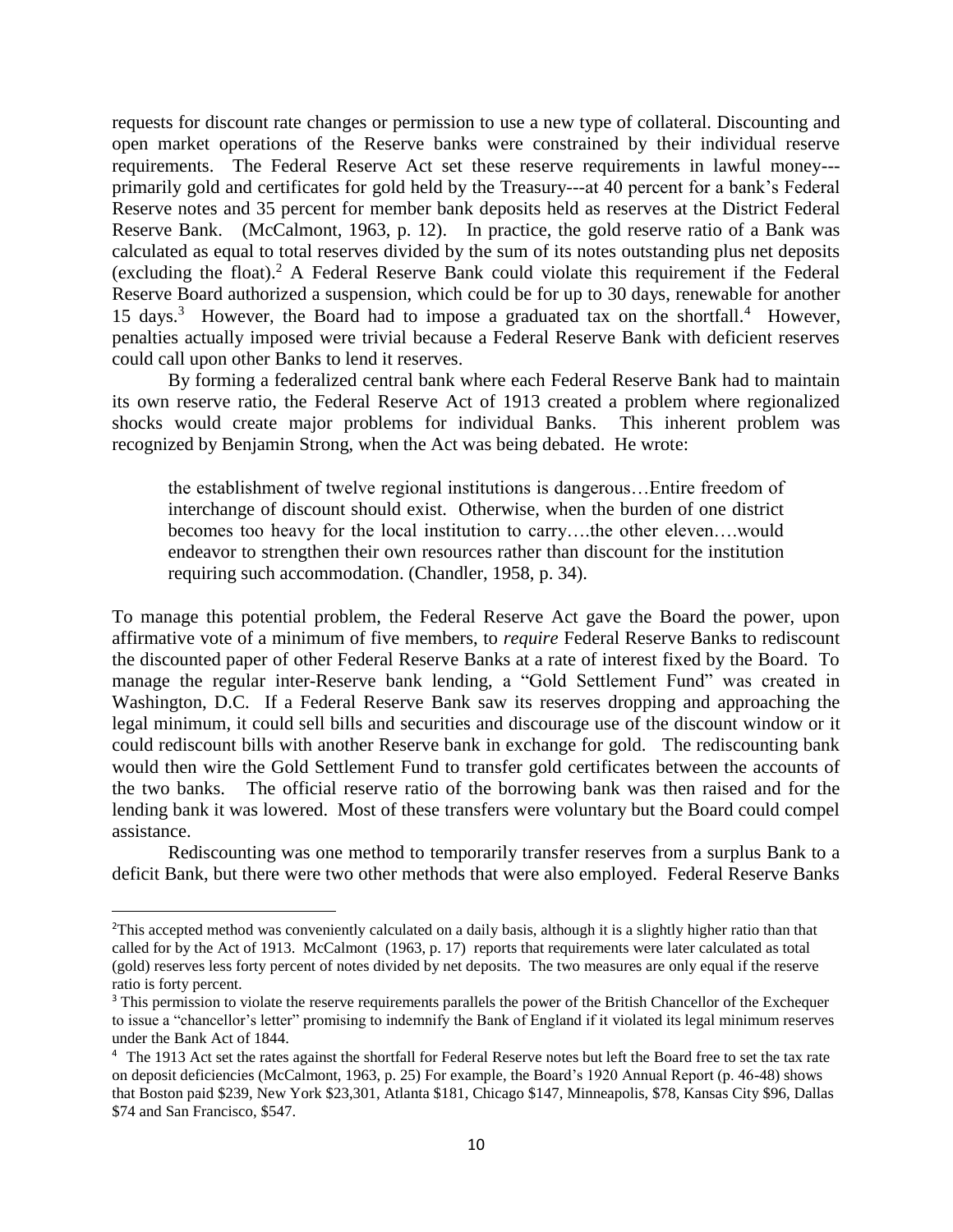requests for discount rate changes or permission to use a new type of collateral. Discounting and open market operations of the Reserve banks were constrained by their individual reserve requirements. The Federal Reserve Act set these reserve requirements in lawful money---primarily gold and certificates for gold held by the Treasury---at 40 percent for a bank's Federal Reserve notes and 35 percent for member bank deposits held as reserves at the District Federal Reserve Bank. (McCalmont, 1963, p. 12). In practice, the gold reserve ratio of a Bank was calculated as equal to total reserves divided by the sum of its notes outstanding plus net deposits (excluding the float).[2] A Federal Reserve Bank could violate this requirement if the Federal Reserve Board authorized a suspension, which could be for up to 30 days, renewable for another 15 days.[3] However, the Board had to impose a graduated tax on the shortfall.[4] However, penalties actually imposed were trivial because a Federal Reserve Bank with deficient reserves could call upon other Banks to lend it reserves.

By forming a federalized central bank where each Federal Reserve Bank had to maintain its own reserve ratio, the Federal Reserve Act of 1913 created a problem where regionalized shocks would create major problems for individual Banks. This inherent problem was recognized by Benjamin Strong, when the Act was being debated. He wrote:

> the establishment of twelve regional institutions is dangerous…Entire freedom of interchange of discount should exist. Otherwise, when the burden of one district becomes too heavy for the local institution to carry….the other eleven….would endeavor to strengthen their own resources rather than discount for the institution requiring such accommodation. (Chandler, 1958, p. 34).

To manage this potential problem, the Federal Reserve Act gave the Board the power, upon affirmative vote of a minimum of five members, to *require* Federal Reserve Banks to rediscount the discounted paper of other Federal Reserve Banks at a rate of interest fixed by the Board. To manage the regular inter-Reserve bank lending, a "Gold Settlement Fund" was created in Washington, D.C. If a Federal Reserve Bank saw its reserves dropping and approaching the legal minimum, it could sell bills and securities and discourage use of the discount window or it could rediscount bills with another Reserve bank in exchange for gold. The rediscounting bank would then wire the Gold Settlement Fund to transfer gold certificates between the accounts of the two banks. The official reserve ratio of the borrowing bank was then raised and for the lending bank it was lowered. Most of these transfers were voluntary but the Board could compel assistance.

Rediscounting was one method to temporarily transfer reserves from a surplus Bank to a deficit Bank, but there were two other methods that were also employed. Federal Reserve Banks

---

[2] This accepted method was conveniently calculated on a daily basis, although it is a slightly higher ratio than that called for by the Act of 1913. McCalmont (1963, p. 17) reports that requirements were later calculated as total (gold) reserves less forty percent of notes divided by net deposits. The two measures are only equal if the reserve ratio is forty percent.

[3] This permission to violate the reserve requirements parallels the power of the British Chancellor of the Exchequer to issue a "chancellor's letter" promising to indemnify the Bank of England if it violated its legal minimum reserves under the Bank Act of 1844.

[4] The 1913 Act set the rates against the shortfall for Federal Reserve notes but left the Board free to set the tax rate on deposit deficiencies (McCalmont, 1963, p. 25) For example, the Board's 1920 Annual Report (p. 46-48) shows that Boston paid $239, New York $23,301, Atlanta $181, Chicago $147, Minneapolis, $78, Kansas City $96, Dallas $74 and San Francisco, $547.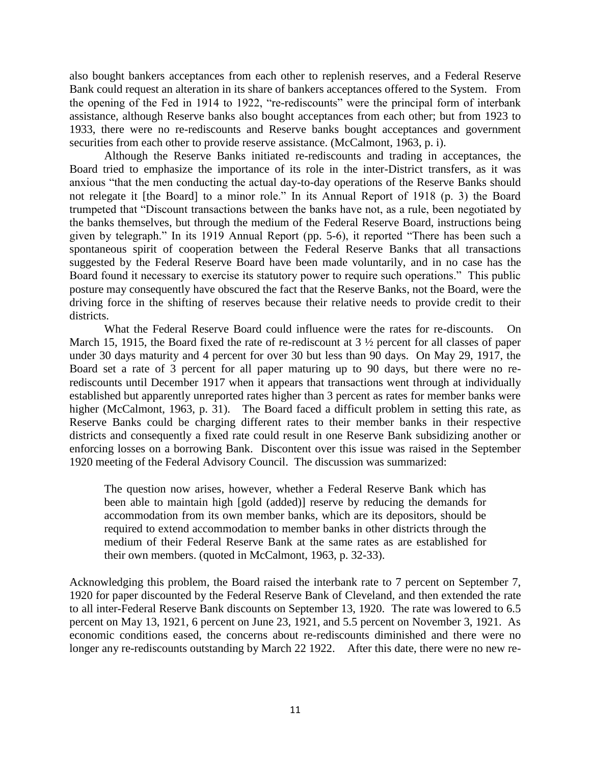also bought bankers acceptances from each other to replenish reserves, and a Federal Reserve Bank could request an alteration in its share of bankers acceptances offered to the System. From the opening of the Fed in 1914 to 1922, "re-rediscounts" were the principal form of interbank assistance, although Reserve banks also bought acceptances from each other; but from 1923 to 1933, there were no re-rediscounts and Reserve banks bought acceptances and government securities from each other to provide reserve assistance. (McCalmont, 1963, p. i).

Although the Reserve Banks initiated re-rediscounts and trading in acceptances, the Board tried to emphasize the importance of its role in the inter-District transfers, as it was anxious "that the men conducting the actual day-to-day operations of the Reserve Banks should not relegate it [the Board] to a minor role." In its Annual Report of 1918 (p. 3) the Board trumpeted that "Discount transactions between the banks have not, as a rule, been negotiated by the banks themselves, but through the medium of the Federal Reserve Board, instructions being given by telegraph." In its 1919 Annual Report (pp. 5-6), it reported "There has been such a spontaneous spirit of cooperation between the Federal Reserve Banks that all transactions suggested by the Federal Reserve Board have been made voluntarily, and in no case has the Board found it necessary to exercise its statutory power to require such operations." This public posture may consequently have obscured the fact that the Reserve Banks, not the Board, were the driving force in the shifting of reserves because their relative needs to provide credit to their districts.

What the Federal Reserve Board could influence were the rates for re-discounts. On March 15, 1915, the Board fixed the rate of re-rediscount at 3 ½ percent for all classes of paper under 30 days maturity and 4 percent for over 30 but less than 90 days. On May 29, 1917, the Board set a rate of 3 percent for all paper maturing up to 90 days, but there were no re-rediscounts until December 1917 when it appears that transactions went through at individually established but apparently unreported rates higher than 3 percent as rates for member banks were higher (McCalmont, 1963, p. 31). The Board faced a difficult problem in setting this rate, as Reserve Banks could be charging different rates to their member banks in their respective districts and consequently a fixed rate could result in one Reserve Bank subsidizing another or enforcing losses on a borrowing Bank. Discontent over this issue was raised in the September 1920 meeting of the Federal Advisory Council. The discussion was summarized:

> The question now arises, however, whether a Federal Reserve Bank which has been able to maintain high [gold (added)] reserve by reducing the demands for accommodation from its own member banks, which are its depositors, should be required to extend accommodation to member banks in other districts through the medium of their Federal Reserve Bank at the same rates as are established for their own members. (quoted in McCalmont, 1963, p. 32-33).

Acknowledging this problem, the Board raised the interbank rate to 7 percent on September 7, 1920 for paper discounted by the Federal Reserve Bank of Cleveland, and then extended the rate to all inter-Federal Reserve Bank discounts on September 13, 1920. The rate was lowered to 6.5 percent on May 13, 1921, 6 percent on June 23, 1921, and 5.5 percent on November 3, 1921. As economic conditions eased, the concerns about re-rediscounts diminished and there were no longer any re-rediscounts outstanding by March 22 1922. After this date, there were no new re-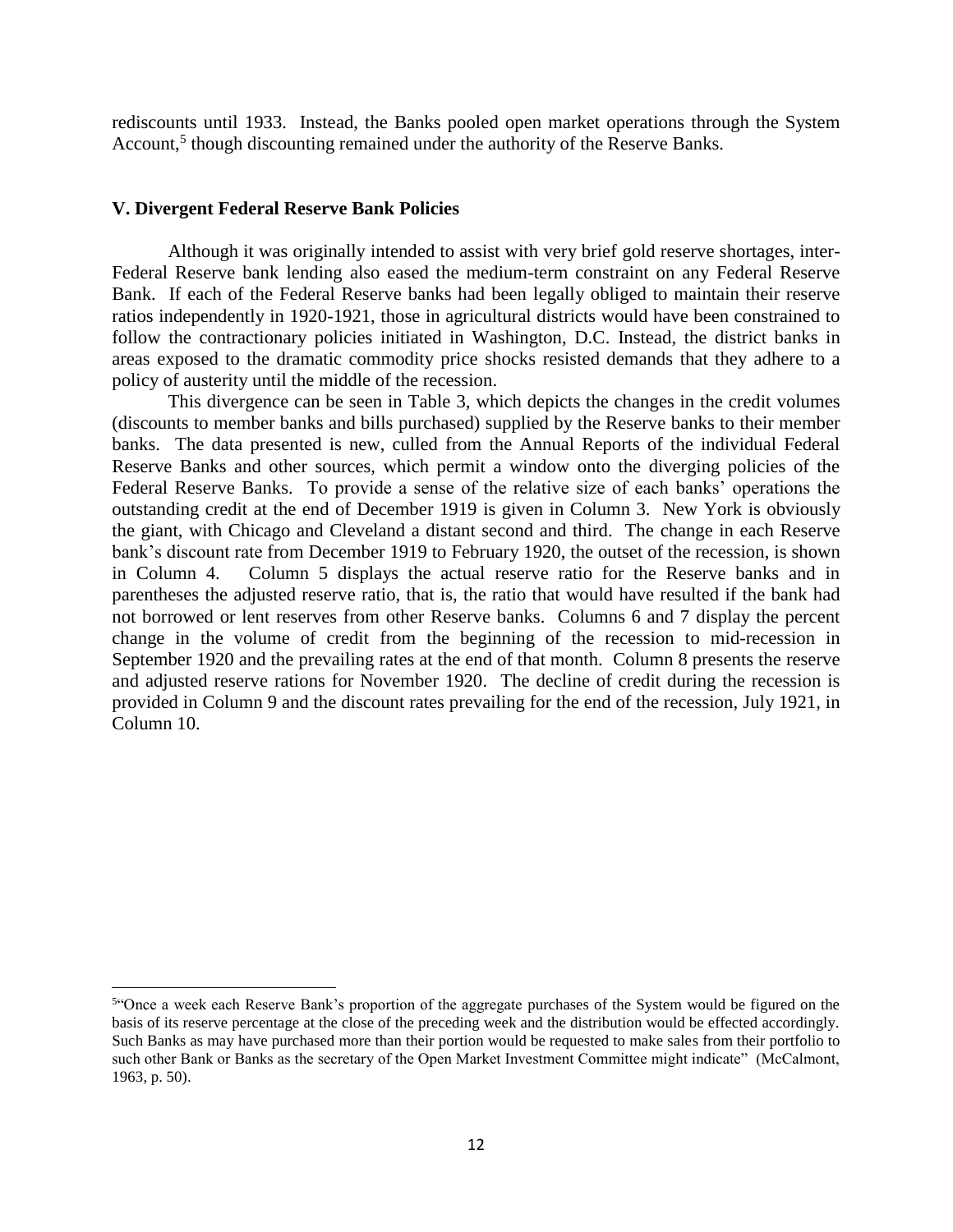rediscounts until 1933. Instead, the Banks pooled open market operations through the System Account,[5] though discounting remained under the authority of the Reserve Banks.

## V. Divergent Federal Reserve Bank Policies

Although it was originally intended to assist with very brief gold reserve shortages, inter-Federal Reserve bank lending also eased the medium-term constraint on any Federal Reserve Bank. If each of the Federal Reserve banks had been legally obliged to maintain their reserve ratios independently in 1920-1921, those in agricultural districts would have been constrained to follow the contractionary policies initiated in Washington, D.C. Instead, the district banks in areas exposed to the dramatic commodity price shocks resisted demands that they adhere to a policy of austerity until the middle of the recession.

This divergence can be seen in Table 3, which depicts the changes in the credit volumes (discounts to member banks and bills purchased) supplied by the Reserve banks to their member banks. The data presented is new, culled from the Annual Reports of the individual Federal Reserve Banks and other sources, which permit a window onto the diverging policies of the Federal Reserve Banks. To provide a sense of the relative size of each banks' operations the outstanding credit at the end of December 1919 is given in Column 3. New York is obviously the giant, with Chicago and Cleveland a distant second and third. The change in each Reserve bank's discount rate from December 1919 to February 1920, the outset of the recession, is shown in Column 4. Column 5 displays the actual reserve ratio for the Reserve banks and in parentheses the adjusted reserve ratio, that is, the ratio that would have resulted if the bank had not borrowed or lent reserves from other Reserve banks. Columns 6 and 7 display the percent change in the volume of credit from the beginning of the recession to mid-recession in September 1920 and the prevailing rates at the end of that month. Column 8 presents the reserve and adjusted reserve rations for November 1920. The decline of credit during the recession is provided in Column 9 and the discount rates prevailing for the end of the recession, July 1921, in Column 10.

[5] "Once a week each Reserve Bank's proportion of the aggregate purchases of the System would be figured on the basis of its reserve percentage at the close of the preceding week and the distribution would be effected accordingly. Such Banks as may have purchased more than their portion would be requested to make sales from their portfolio to such other Bank or Banks as the secretary of the Open Market Investment Committee might indicate" (McCalmont, 1963, p. 50).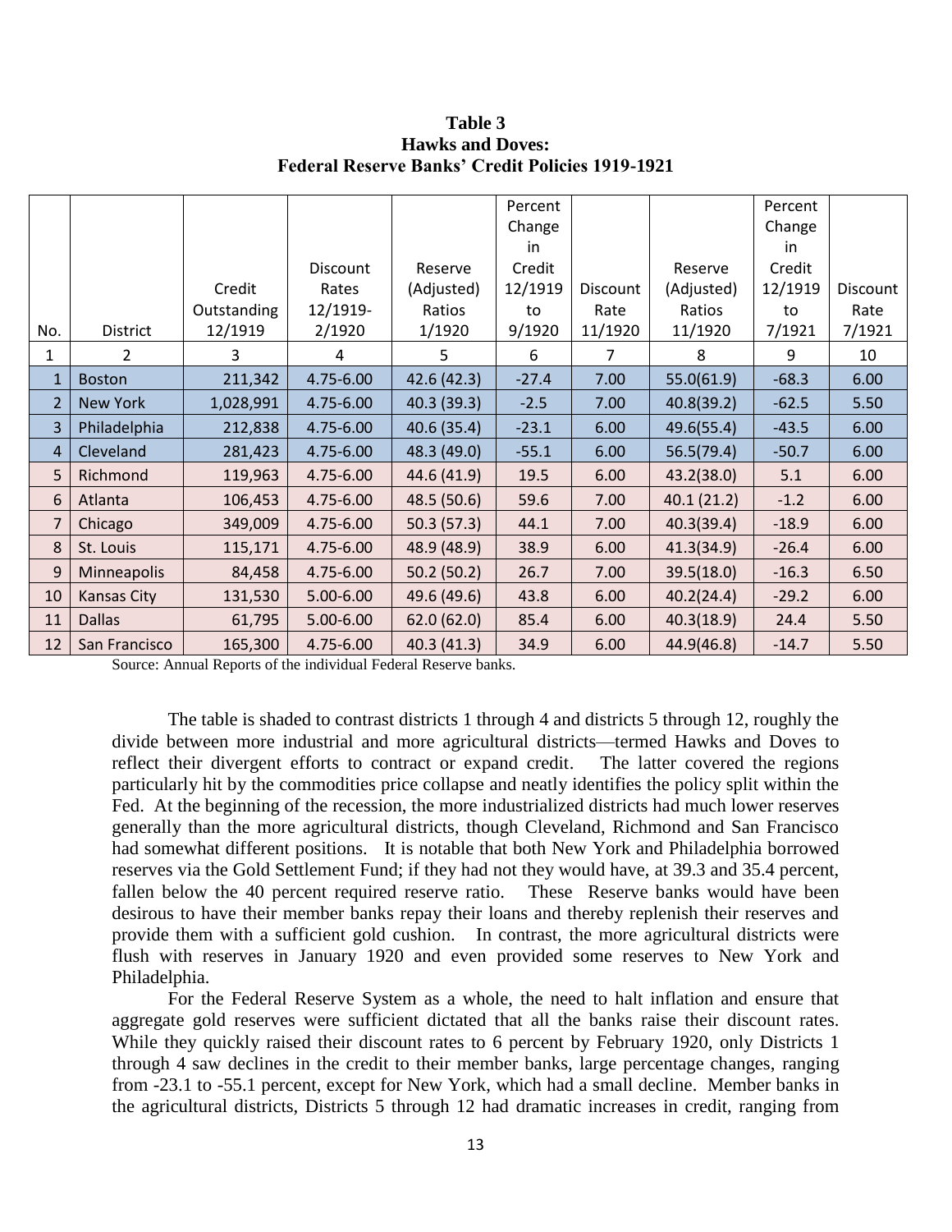**Table 3**
**Hawks and Doves:**
**Federal Reserve Banks' Credit Policies 1919-1921**

| No. | District | Credit Outstanding 12/1919 | Discount Rates 12/1919-2/1920 | Reserve (Adjusted) Ratios 1/1920 | Percent Change in Credit 12/1919 to 9/1920 | Discount Rate 11/1920 | Reserve (Adjusted) Ratios 11/1920 | Percent Change in Credit 12/1919 to 7/1921 | Discount Rate 7/1921 |
|---|---|---|---|---|---|---|---|---|---|
| 1 | 2 | 3 | 4 | 5 | 6 | 7 | 8 | 9 | 10 |
| 1 | Boston | 211,342 | 4.75-6.00 | 42.6 (42.3) | -27.4 | 7.00 | 55.0(61.9) | -68.3 | 6.00 |
| 2 | New York | 1,028,991 | 4.75-6.00 | 40.3 (39.3) | -2.5 | 7.00 | 40.8(39.2) | -62.5 | 5.50 |
| 3 | Philadelphia | 212,838 | 4.75-6.00 | 40.6 (35.4) | -23.1 | 6.00 | 49.6(55.4) | -43.5 | 6.00 |
| 4 | Cleveland | 281,423 | 4.75-6.00 | 48.3 (49.0) | -55.1 | 6.00 | 56.5(79.4) | -50.7 | 6.00 |
| 5 | Richmond | 119,963 | 4.75-6.00 | 44.6 (41.9) | 19.5 | 6.00 | 43.2(38.0) | 5.1 | 6.00 |
| 6 | Atlanta | 106,453 | 4.75-6.00 | 48.5 (50.6) | 59.6 | 7.00 | 40.1 (21.2) | -1.2 | 6.00 |
| 7 | Chicago | 349,009 | 4.75-6.00 | 50.3 (57.3) | 44.1 | 7.00 | 40.3(39.4) | -18.9 | 6.00 |
| 8 | St. Louis | 115,171 | 4.75-6.00 | 48.9 (48.9) | 38.9 | 6.00 | 41.3(34.9) | -26.4 | 6.00 |
| 9 | Minneapolis | 84,458 | 4.75-6.00 | 50.2 (50.2) | 26.7 | 7.00 | 39.5(18.0) | -16.3 | 6.50 |
| 10 | Kansas City | 131,530 | 5.00-6.00 | 49.6 (49.6) | 43.8 | 6.00 | 40.2(24.4) | -29.2 | 6.00 |
| 11 | Dallas | 61,795 | 5.00-6.00 | 62.0 (62.0) | 85.4 | 6.00 | 40.3(18.9) | 24.4 | 5.50 |
| 12 | San Francisco | 165,300 | 4.75-6.00 | 40.3 (41.3) | 34.9 | 6.00 | 44.9(46.8) | -14.7 | 5.50 |

Source: Annual Reports of the individual Federal Reserve banks.

The table is shaded to contrast districts 1 through 4 and districts 5 through 12, roughly the divide between more industrial and more agricultural districts—termed Hawks and Doves to reflect their divergent efforts to contract or expand credit. The latter covered the regions particularly hit by the commodities price collapse and neatly identifies the policy split within the Fed. At the beginning of the recession, the more industrialized districts had much lower reserves generally than the more agricultural districts, though Cleveland, Richmond and San Francisco had somewhat different positions. It is notable that both New York and Philadelphia borrowed reserves via the Gold Settlement Fund; if they had not they would have, at 39.3 and 35.4 percent, fallen below the 40 percent required reserve ratio. These Reserve banks would have been desirous to have their member banks repay their loans and thereby replenish their reserves and provide them with a sufficient gold cushion. In contrast, the more agricultural districts were flush with reserves in January 1920 and even provided some reserves to New York and Philadelphia.

For the Federal Reserve System as a whole, the need to halt inflation and ensure that aggregate gold reserves were sufficient dictated that all the banks raise their discount rates. While they quickly raised their discount rates to 6 percent by February 1920, only Districts 1 through 4 saw declines in the credit to their member banks, large percentage changes, ranging from -23.1 to -55.1 percent, except for New York, which had a small decline. Member banks in the agricultural districts, Districts 5 through 12 had dramatic increases in credit, ranging from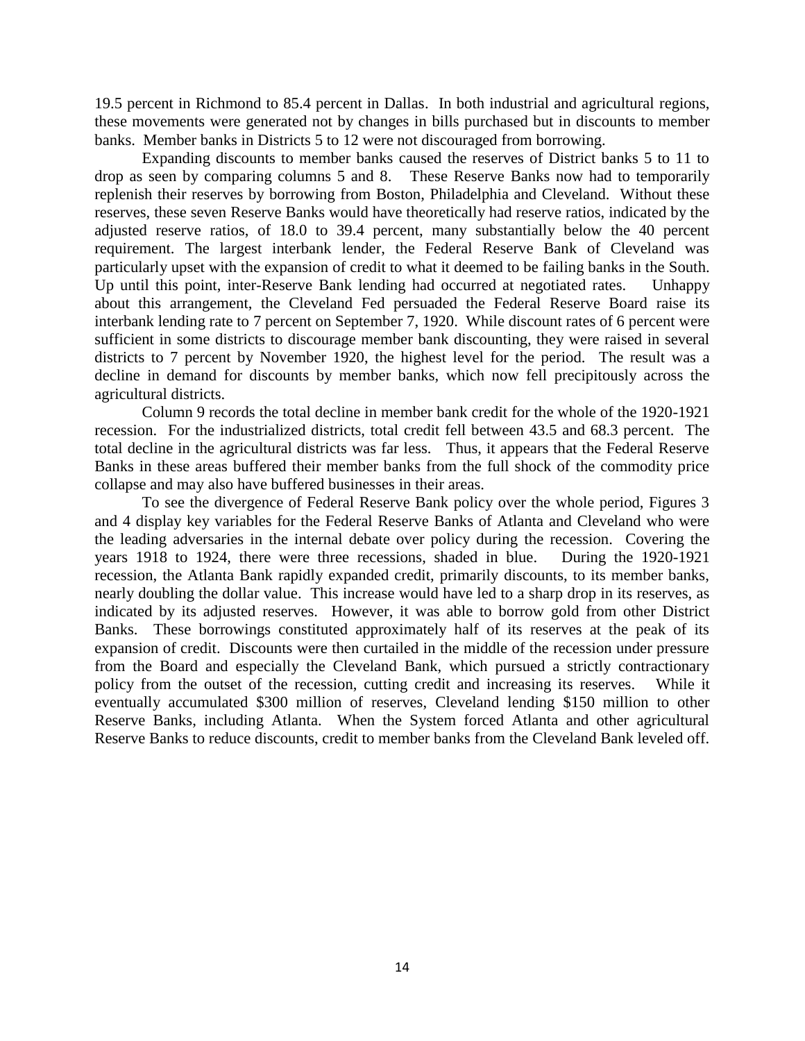19.5 percent in Richmond to 85.4 percent in Dallas. In both industrial and agricultural regions, these movements were generated not by changes in bills purchased but in discounts to member banks. Member banks in Districts 5 to 12 were not discouraged from borrowing.

Expanding discounts to member banks caused the reserves of District banks 5 to 11 to drop as seen by comparing columns 5 and 8. These Reserve Banks now had to temporarily replenish their reserves by borrowing from Boston, Philadelphia and Cleveland. Without these reserves, these seven Reserve Banks would have theoretically had reserve ratios, indicated by the adjusted reserve ratios, of 18.0 to 39.4 percent, many substantially below the 40 percent requirement. The largest interbank lender, the Federal Reserve Bank of Cleveland was particularly upset with the expansion of credit to what it deemed to be failing banks in the South. Up until this point, inter-Reserve Bank lending had occurred at negotiated rates. Unhappy about this arrangement, the Cleveland Fed persuaded the Federal Reserve Board raise its interbank lending rate to 7 percent on September 7, 1920. While discount rates of 6 percent were sufficient in some districts to discourage member bank discounting, they were raised in several districts to 7 percent by November 1920, the highest level for the period. The result was a decline in demand for discounts by member banks, which now fell precipitously across the agricultural districts.

Column 9 records the total decline in member bank credit for the whole of the 1920-1921 recession. For the industrialized districts, total credit fell between 43.5 and 68.3 percent. The total decline in the agricultural districts was far less. Thus, it appears that the Federal Reserve Banks in these areas buffered their member banks from the full shock of the commodity price collapse and may also have buffered businesses in their areas.

To see the divergence of Federal Reserve Bank policy over the whole period, Figures 3 and 4 display key variables for the Federal Reserve Banks of Atlanta and Cleveland who were the leading adversaries in the internal debate over policy during the recession. Covering the years 1918 to 1924, there were three recessions, shaded in blue. During the 1920-1921 recession, the Atlanta Bank rapidly expanded credit, primarily discounts, to its member banks, nearly doubling the dollar value. This increase would have led to a sharp drop in its reserves, as indicated by its adjusted reserves. However, it was able to borrow gold from other District Banks. These borrowings constituted approximately half of its reserves at the peak of its expansion of credit. Discounts were then curtailed in the middle of the recession under pressure from the Board and especially the Cleveland Bank, which pursued a strictly contractionary policy from the outset of the recession, cutting credit and increasing its reserves. While it eventually accumulated $300 million of reserves, Cleveland lending $150 million to other Reserve Banks, including Atlanta. When the System forced Atlanta and other agricultural Reserve Banks to reduce discounts, credit to member banks from the Cleveland Bank leveled off.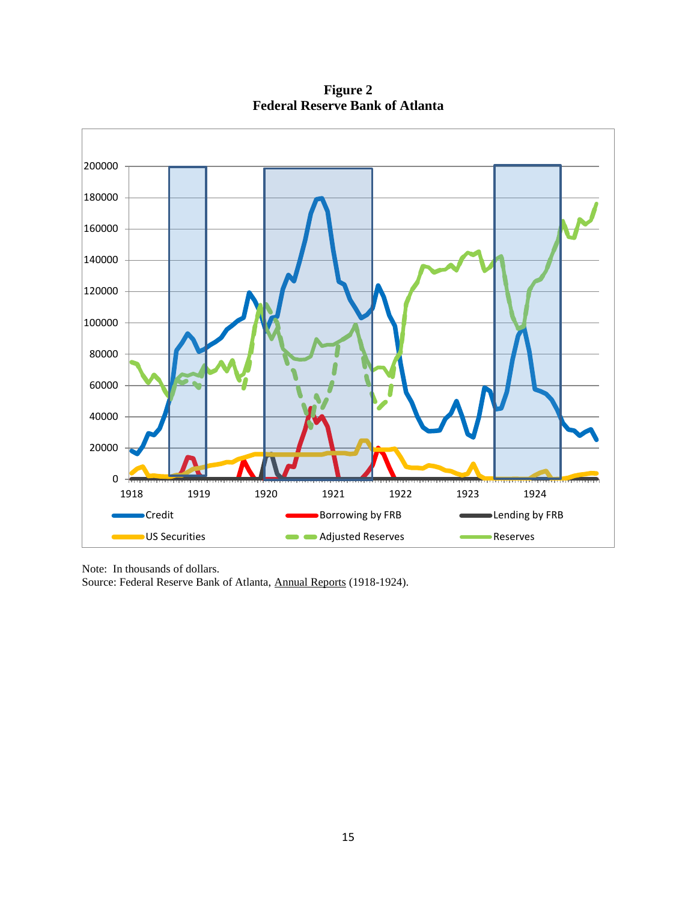**Figure 2**
**Federal Reserve Bank of Atlanta**

Note: In thousands of dollars.
Source: Federal Reserve Bank of Atlanta, Annual Reports (1918-1924).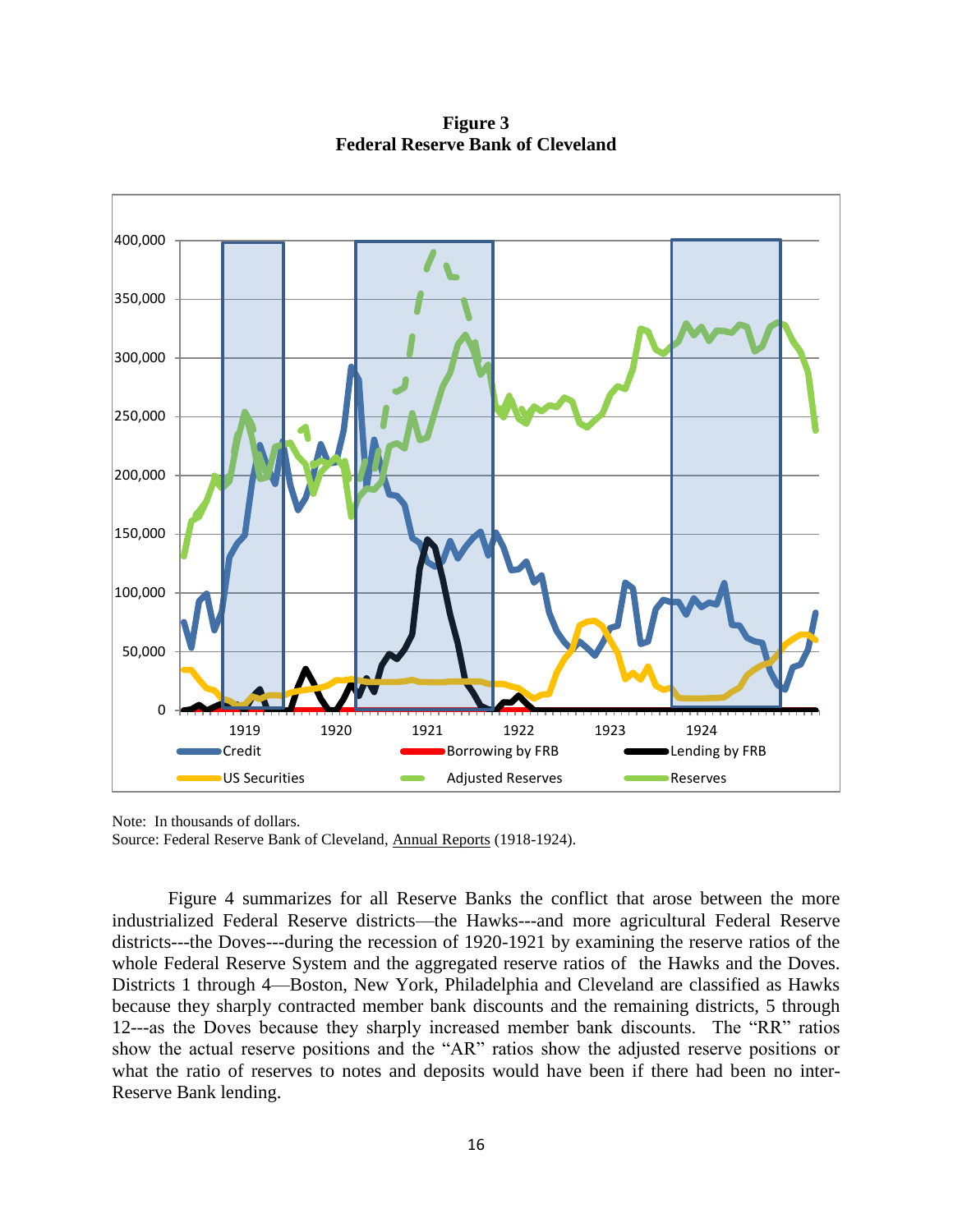**Figure 3**
**Federal Reserve Bank of Cleveland**

Note: In thousands of dollars.
Source: Federal Reserve Bank of Cleveland, Annual Reports (1918-1924).

Figure 4 summarizes for all Reserve Banks the conflict that arose between the more industrialized Federal Reserve districts—the Hawks---and more agricultural Federal Reserve districts---the Doves---during the recession of 1920-1921 by examining the reserve ratios of the whole Federal Reserve System and the aggregated reserve ratios of the Hawks and the Doves. Districts 1 through 4—Boston, New York, Philadelphia and Cleveland are classified as Hawks because they sharply contracted member bank discounts and the remaining districts, 5 through 12---as the Doves because they sharply increased member bank discounts. The "RR" ratios show the actual reserve positions and the "AR" ratios show the adjusted reserve positions or what the ratio of reserves to notes and deposits would have been if there had been no inter-Reserve Bank lending.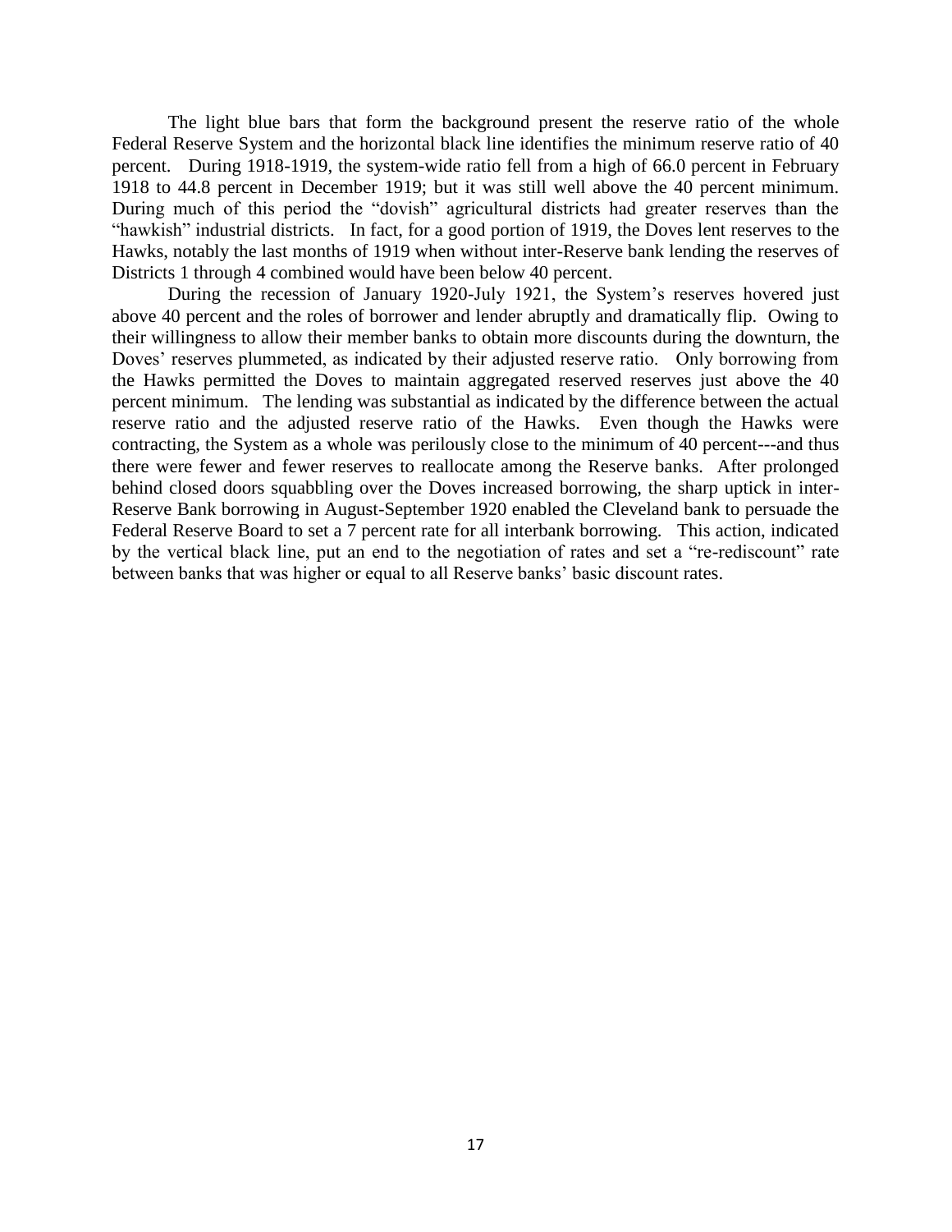The light blue bars that form the background present the reserve ratio of the whole Federal Reserve System and the horizontal black line identifies the minimum reserve ratio of 40 percent. During 1918-1919, the system-wide ratio fell from a high of 66.0 percent in February 1918 to 44.8 percent in December 1919; but it was still well above the 40 percent minimum. During much of this period the "dovish" agricultural districts had greater reserves than the "hawkish" industrial districts. In fact, for a good portion of 1919, the Doves lent reserves to the Hawks, notably the last months of 1919 when without inter-Reserve bank lending the reserves of Districts 1 through 4 combined would have been below 40 percent.

During the recession of January 1920-July 1921, the System's reserves hovered just above 40 percent and the roles of borrower and lender abruptly and dramatically flip. Owing to their willingness to allow their member banks to obtain more discounts during the downturn, the Doves' reserves plummeted, as indicated by their adjusted reserve ratio. Only borrowing from the Hawks permitted the Doves to maintain aggregated reserved reserves just above the 40 percent minimum. The lending was substantial as indicated by the difference between the actual reserve ratio and the adjusted reserve ratio of the Hawks. Even though the Hawks were contracting, the System as a whole was perilously close to the minimum of 40 percent---and thus there were fewer and fewer reserves to reallocate among the Reserve banks. After prolonged behind closed doors squabbling over the Doves increased borrowing, the sharp uptick in inter-Reserve Bank borrowing in August-September 1920 enabled the Cleveland bank to persuade the Federal Reserve Board to set a 7 percent rate for all interbank borrowing. This action, indicated by the vertical black line, put an end to the negotiation of rates and set a "re-rediscount" rate between banks that was higher or equal to all Reserve banks' basic discount rates.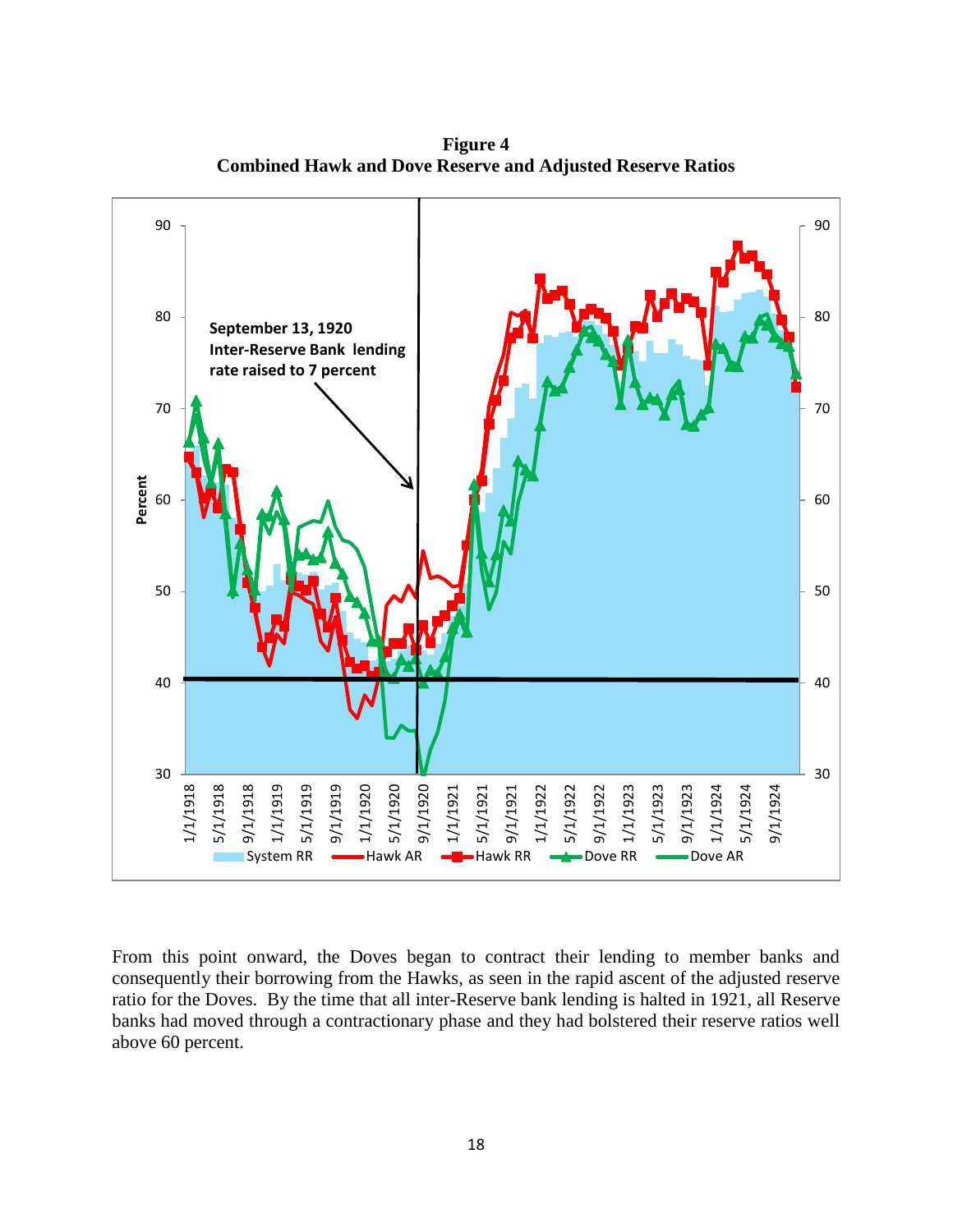**Figure 4**
**Combined Hawk and Dove Reserve and Adjusted Reserve Ratios**

From this point onward, the Doves began to contract their lending to member banks and consequently their borrowing from the Hawks, as seen in the rapid ascent of the adjusted reserve ratio for the Doves. By the time that all inter-Reserve bank lending is halted in 1921, all Reserve banks had moved through a contractionary phase and they had bolstered their reserve ratios well above 60 percent.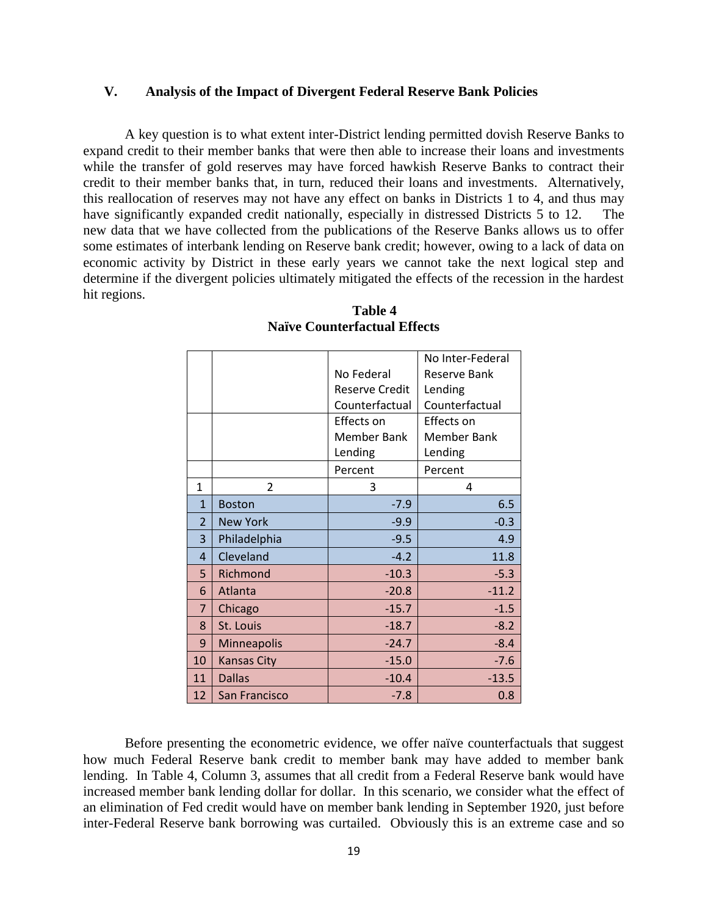## V. Analysis of the Impact of Divergent Federal Reserve Bank Policies

A key question is to what extent inter-District lending permitted dovish Reserve Banks to expand credit to their member banks that were then able to increase their loans and investments while the transfer of gold reserves may have forced hawkish Reserve Banks to contract their credit to their member banks that, in turn, reduced their loans and investments. Alternatively, this reallocation of reserves may not have any effect on banks in Districts 1 to 4, and thus may have significantly expanded credit nationally, especially in distressed Districts 5 to 12. The new data that we have collected from the publications of the Reserve Banks allows us to offer some estimates of interbank lending on Reserve bank credit; however, owing to a lack of data on economic activity by District in these early years we cannot take the next logical step and determine if the divergent policies ultimately mitigated the effects of the recession in the hardest hit regions.

**Table 4**
**Naïve Counterfactual Effects**

| | | No Federal Reserve Credit Counterfactual | No Inter-Federal Reserve Bank Lending Counterfactual |
|---|---|---|---|
| | | Effects on Member Bank Lending | Effects on Member Bank Lending |
| | | Percent | Percent |
| 1 | 2 | 3 | 4 |
| 1 | Boston | -7.9 | 6.5 |
| 2 | New York | -9.9 | -0.3 |
| 3 | Philadelphia | -9.5 | 4.9 |
| 4 | Cleveland | -4.2 | 11.8 |
| 5 | Richmond | -10.3 | -5.3 |
| 6 | Atlanta | -20.8 | -11.2 |
| 7 | Chicago | -15.7 | -1.5 |
| 8 | St. Louis | -18.7 | -8.2 |
| 9 | Minneapolis | -24.7 | -8.4 |
| 10 | Kansas City | -15.0 | -7.6 |
| 11 | Dallas | -10.4 | -13.5 |
| 12 | San Francisco | -7.8 | 0.8 |

Before presenting the econometric evidence, we offer naïve counterfactuals that suggest how much Federal Reserve bank credit to member bank may have added to member bank lending. In Table 4, Column 3, assumes that all credit from a Federal Reserve bank would have increased member bank lending dollar for dollar. In this scenario, we consider what the effect of an elimination of Fed credit would have on member bank lending in September 1920, just before inter-Federal Reserve bank borrowing was curtailed. Obviously this is an extreme case and so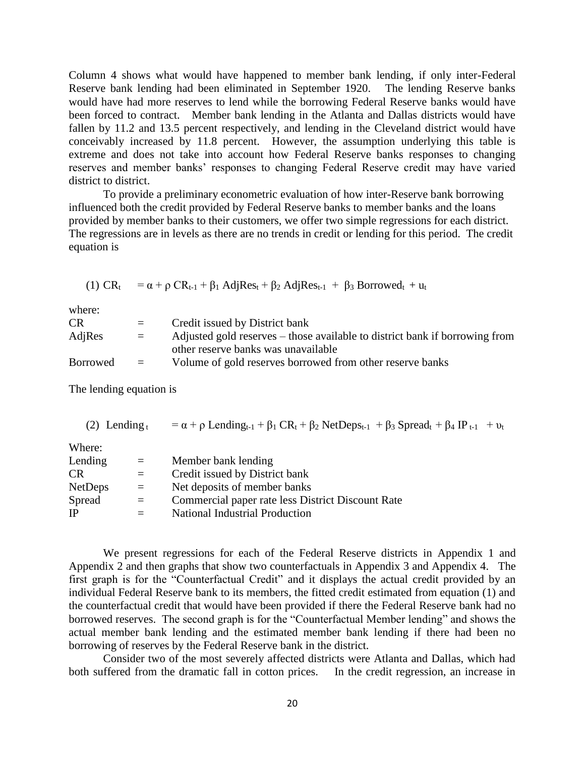Column 4 shows what would have happened to member bank lending, if only inter-Federal Reserve bank lending had been eliminated in September 1920. The lending Reserve banks would have had more reserves to lend while the borrowing Federal Reserve banks would have been forced to contract. Member bank lending in the Atlanta and Dallas districts would have fallen by 11.2 and 13.5 percent respectively, and lending in the Cleveland district would have conceivably increased by 11.8 percent. However, the assumption underlying this table is extreme and does not take into account how Federal Reserve banks responses to changing reserves and member banks' responses to changing Federal Reserve credit may have varied district to district.

To provide a preliminary econometric evaluation of how inter-Reserve bank borrowing influenced both the credit provided by Federal Reserve banks to member banks and the loans provided by member banks to their customers, we offer two simple regressions for each district. The regressions are in levels as there are no trends in credit or lending for this period. The credit equation is

$$(1)\ CR_t = \alpha + \rho\, CR_{t-1} + \beta_1\, AdjRes_t + \beta_2\, AdjRes_{t-1} + \beta_3\, Borrowed_t + u_t$$

where:

| | | |
|---|---|---|
| CR | = | Credit issued by District bank |
| AdjRes | = | Adjusted gold reserves – those available to district bank if borrowing from other reserve banks was unavailable |
| Borrowed | = | Volume of gold reserves borrowed from other reserve banks |

The lending equation is

$$(2)\ Lending_t = \alpha + \rho\, Lending_{t-1} + \beta_1\, CR_t + \beta_2\, NetDeps_{t-1} + \beta_3\, Spread_t + \beta_4\, IP_{t-1} + \upsilon_t$$

Where:

| | | |
|---|---|---|
| Lending | = | Member bank lending |
| CR | = | Credit issued by District bank |
| NetDeps | = | Net deposits of member banks |
| Spread | = | Commercial paper rate less District Discount Rate |
| IP | = | National Industrial Production |

We present regressions for each of the Federal Reserve districts in Appendix 1 and Appendix 2 and then graphs that show two counterfactuals in Appendix 3 and Appendix 4. The first graph is for the "Counterfactual Credit" and it displays the actual credit provided by an individual Federal Reserve bank to its members, the fitted credit estimated from equation (1) and the counterfactual credit that would have been provided if there the Federal Reserve bank had no borrowed reserves. The second graph is for the "Counterfactual Member lending" and shows the actual member bank lending and the estimated member bank lending if there had been no borrowing of reserves by the Federal Reserve bank in the district.

Consider two of the most severely affected districts were Atlanta and Dallas, which had both suffered from the dramatic fall in cotton prices. In the credit regression, an increase in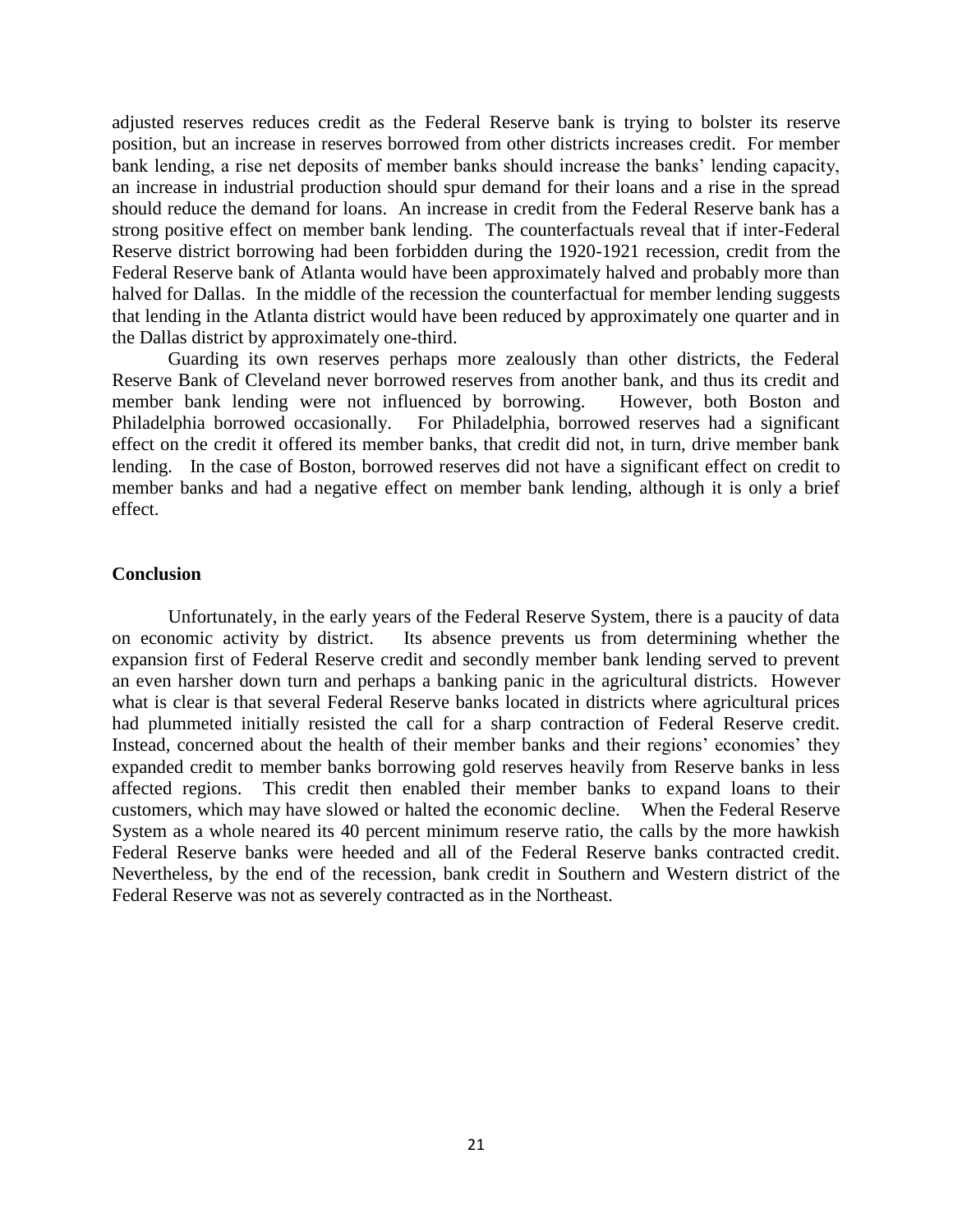adjusted reserves reduces credit as the Federal Reserve bank is trying to bolster its reserve position, but an increase in reserves borrowed from other districts increases credit. For member bank lending, a rise net deposits of member banks should increase the banks' lending capacity, an increase in industrial production should spur demand for their loans and a rise in the spread should reduce the demand for loans. An increase in credit from the Federal Reserve bank has a strong positive effect on member bank lending. The counterfactuals reveal that if inter-Federal Reserve district borrowing had been forbidden during the 1920-1921 recession, credit from the Federal Reserve bank of Atlanta would have been approximately halved and probably more than halved for Dallas. In the middle of the recession the counterfactual for member lending suggests that lending in the Atlanta district would have been reduced by approximately one quarter and in the Dallas district by approximately one-third.

Guarding its own reserves perhaps more zealously than other districts, the Federal Reserve Bank of Cleveland never borrowed reserves from another bank, and thus its credit and member bank lending were not influenced by borrowing. However, both Boston and Philadelphia borrowed occasionally. For Philadelphia, borrowed reserves had a significant effect on the credit it offered its member banks, that credit did not, in turn, drive member bank lending. In the case of Boston, borrowed reserves did not have a significant effect on credit to member banks and had a negative effect on member bank lending, although it is only a brief effect.

## Conclusion

Unfortunately, in the early years of the Federal Reserve System, there is a paucity of data on economic activity by district. Its absence prevents us from determining whether the expansion first of Federal Reserve credit and secondly member bank lending served to prevent an even harsher down turn and perhaps a banking panic in the agricultural districts. However what is clear is that several Federal Reserve banks located in districts where agricultural prices had plummeted initially resisted the call for a sharp contraction of Federal Reserve credit. Instead, concerned about the health of their member banks and their regions' economies' they expanded credit to member banks borrowing gold reserves heavily from Reserve banks in less affected regions. This credit then enabled their member banks to expand loans to their customers, which may have slowed or halted the economic decline. When the Federal Reserve System as a whole neared its 40 percent minimum reserve ratio, the calls by the more hawkish Federal Reserve banks were heeded and all of the Federal Reserve banks contracted credit. Nevertheless, by the end of the recession, bank credit in Southern and Western district of the Federal Reserve was not as severely contracted as in the Northeast.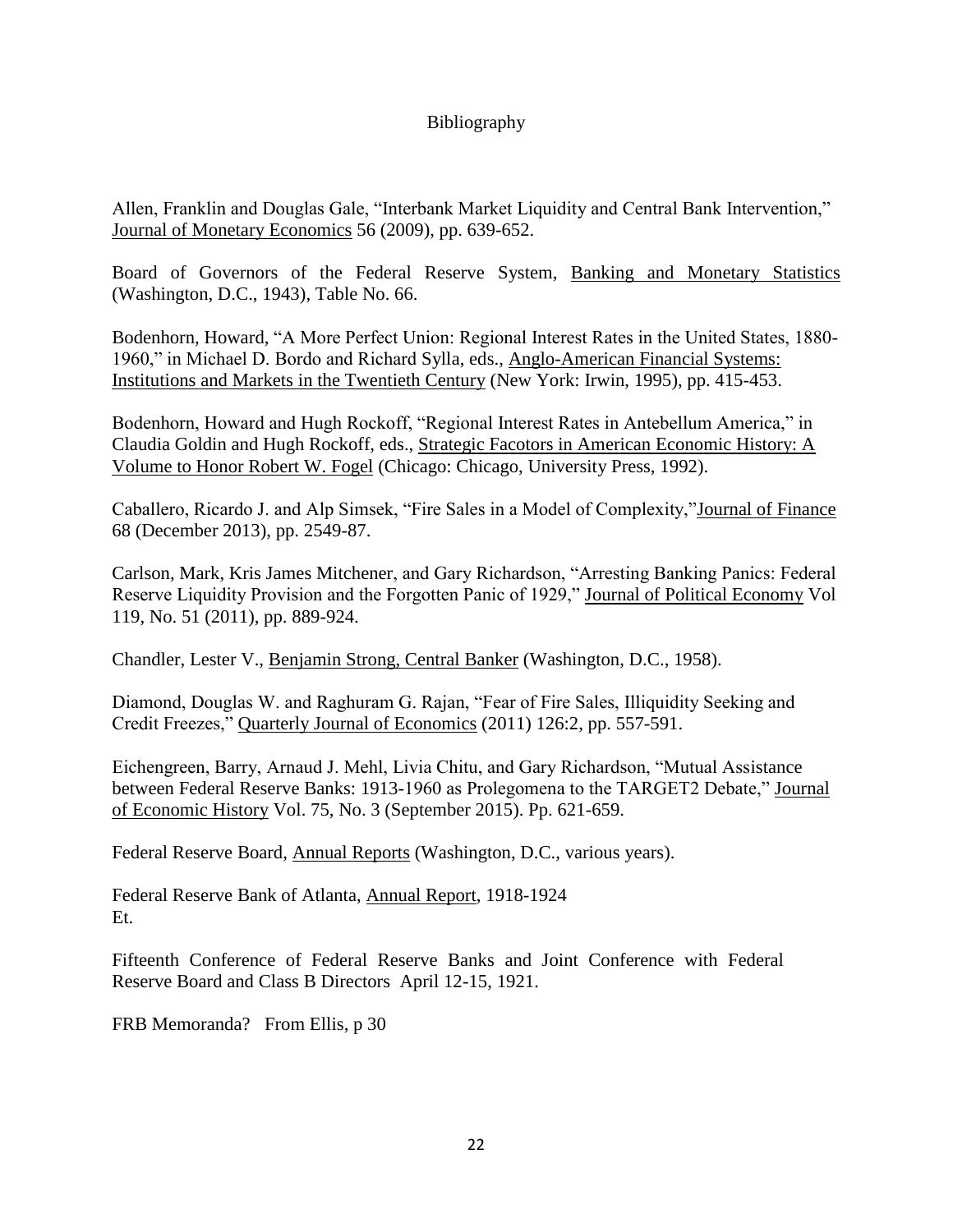# Bibliography

Allen, Franklin and Douglas Gale, "Interbank Market Liquidity and Central Bank Intervention," Journal of Monetary Economics 56 (2009), pp. 639-652.

Board of Governors of the Federal Reserve System, Banking and Monetary Statistics (Washington, D.C., 1943), Table No. 66.

Bodenhorn, Howard, "A More Perfect Union: Regional Interest Rates in the United States, 1880-1960," in Michael D. Bordo and Richard Sylla, eds., Anglo-American Financial Systems: Institutions and Markets in the Twentieth Century (New York: Irwin, 1995), pp. 415-453.

Bodenhorn, Howard and Hugh Rockoff, "Regional Interest Rates in Antebellum America," in Claudia Goldin and Hugh Rockoff, eds., Strategic Facotors in American Economic History: A Volume to Honor Robert W. Fogel (Chicago: Chicago, University Press, 1992).

Caballero, Ricardo J. and Alp Simsek, "Fire Sales in a Model of Complexity,"Journal of Finance 68 (December 2013), pp. 2549-87.

Carlson, Mark, Kris James Mitchener, and Gary Richardson, "Arresting Banking Panics: Federal Reserve Liquidity Provision and the Forgotten Panic of 1929," Journal of Political Economy Vol 119, No. 51 (2011), pp. 889-924.

Chandler, Lester V., Benjamin Strong, Central Banker (Washington, D.C., 1958).

Diamond, Douglas W. and Raghuram G. Rajan, "Fear of Fire Sales, Illiquidity Seeking and Credit Freezes," Quarterly Journal of Economics (2011) 126:2, pp. 557-591.

Eichengreen, Barry, Arnaud J. Mehl, Livia Chitu, and Gary Richardson, "Mutual Assistance between Federal Reserve Banks: 1913-1960 as Prolegomena to the TARGET2 Debate," Journal of Economic History Vol. 75, No. 3 (September 2015). Pp. 621-659.

Federal Reserve Board, Annual Reports (Washington, D.C., various years).

Federal Reserve Bank of Atlanta, Annual Report, 1918-1924
Et.

Fifteenth Conference of Federal Reserve Banks and Joint Conference with Federal Reserve Board and Class B Directors April 12-15, 1921.

FRB Memoranda? From Ellis, p 30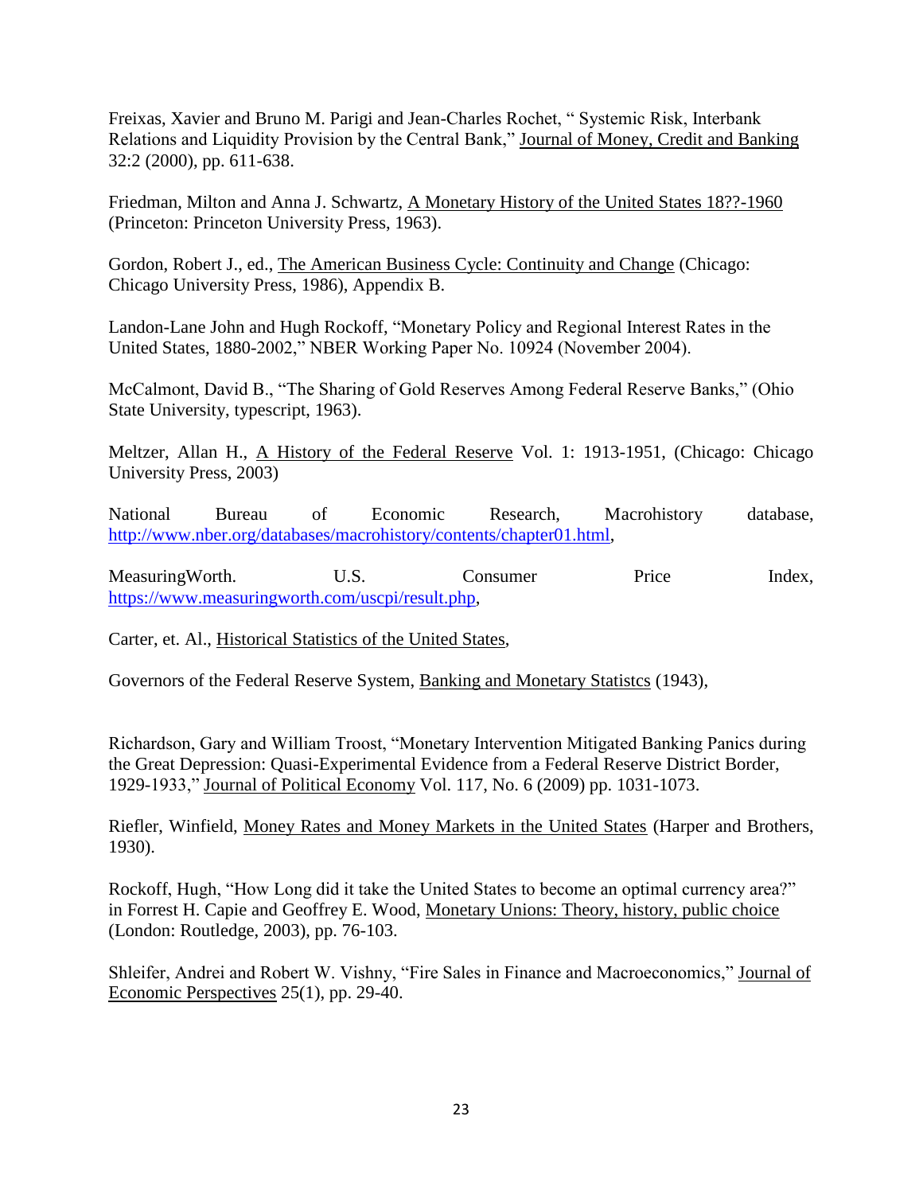Freixas, Xavier and Bruno M. Parigi and Jean-Charles Rochet, " Systemic Risk, Interbank Relations and Liquidity Provision by the Central Bank," Journal of Money, Credit and Banking 32:2 (2000), pp. 611-638.

Friedman, Milton and Anna J. Schwartz, A Monetary History of the United States 18??-1960 (Princeton: Princeton University Press, 1963).

Gordon, Robert J., ed., The American Business Cycle: Continuity and Change (Chicago: Chicago University Press, 1986), Appendix B.

Landon-Lane John and Hugh Rockoff, "Monetary Policy and Regional Interest Rates in the United States, 1880-2002," NBER Working Paper No. 10924 (November 2004).

McCalmont, David B., "The Sharing of Gold Reserves Among Federal Reserve Banks," (Ohio State University, typescript, 1963).

Meltzer, Allan H., A History of the Federal Reserve Vol. 1: 1913-1951, (Chicago: Chicago University Press, 2003)

National Bureau of Economic Research, Macrohistory database, http://www.nber.org/databases/macrohistory/contents/chapter01.html,

MeasuringWorth. U.S. Consumer Price Index, https://www.measuringworth.com/uscpi/result.php,

Carter, et. Al., Historical Statistics of the United States,

Governors of the Federal Reserve System, Banking and Monetary Statistcs (1943),

Richardson, Gary and William Troost, "Monetary Intervention Mitigated Banking Panics during the Great Depression: Quasi-Experimental Evidence from a Federal Reserve District Border, 1929-1933," Journal of Political Economy Vol. 117, No. 6 (2009) pp. 1031-1073.

Riefler, Winfield, Money Rates and Money Markets in the United States (Harper and Brothers, 1930).

Rockoff, Hugh, "How Long did it take the United States to become an optimal currency area?" in Forrest H. Capie and Geoffrey E. Wood, Monetary Unions: Theory, history, public choice (London: Routledge, 2003), pp. 76-103.

Shleifer, Andrei and Robert W. Vishny, "Fire Sales in Finance and Macroeconomics," Journal of Economic Perspectives 25(1), pp. 29-40.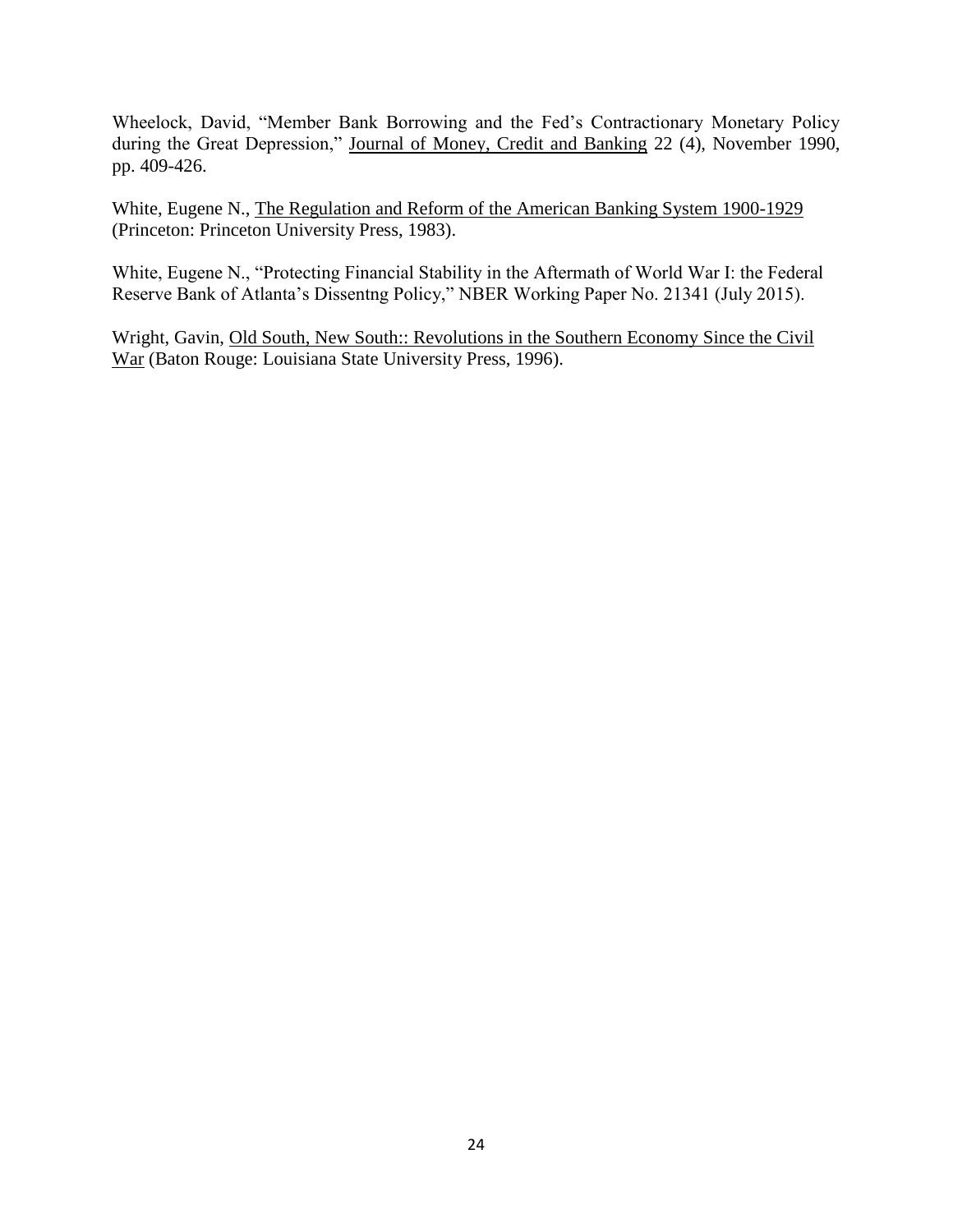Wheelock, David, "Member Bank Borrowing and the Fed's Contractionary Monetary Policy during the Great Depression," Journal of Money, Credit and Banking 22 (4), November 1990, pp. 409-426.

White, Eugene N., The Regulation and Reform of the American Banking System 1900-1929 (Princeton: Princeton University Press, 1983).

White, Eugene N., "Protecting Financial Stability in the Aftermath of World War I: the Federal Reserve Bank of Atlanta's Dissentng Policy," NBER Working Paper No. 21341 (July 2015).

Wright, Gavin, Old South, New South:: Revolutions in the Southern Economy Since the Civil War (Baton Rouge: Louisiana State University Press, 1996).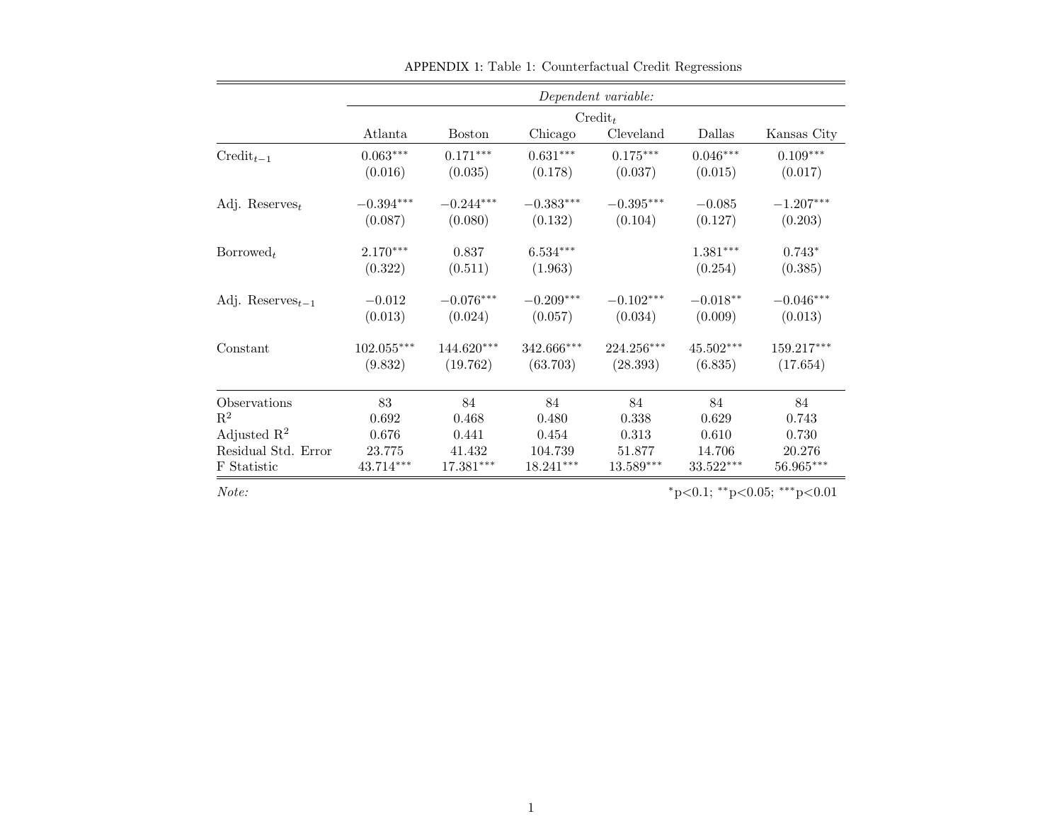APPENDIX 1: Table 1: Counterfactual Credit Regressions

| | *Dependent variable:* | | | | | |
|---|---|---|---|---|---|---|
| | $\text{Credit}_t$ | | | | | |
| | Atlanta | Boston | Chicago | Cleveland | Dallas | Kansas City |
| $\text{Credit}_{t-1}$ | 0.063$^{***}$ | 0.171$^{***}$ | 0.631$^{***}$ | 0.175$^{***}$ | 0.046$^{***}$ | 0.109$^{***}$ |
| | (0.016) | (0.035) | (0.178) | (0.037) | (0.015) | (0.017) |
| Adj. $\text{Reserves}_t$ | −0.394$^{***}$ | −0.244$^{***}$ | −0.383$^{***}$ | −0.395$^{***}$ | −0.085 | −1.207$^{***}$ |
| | (0.087) | (0.080) | (0.132) | (0.104) | (0.127) | (0.203) |
| $\text{Borrowed}_t$ | 2.170$^{***}$ | 0.837 | 6.534$^{***}$ | | 1.381$^{***}$ | 0.743$^{*}$ |
| | (0.322) | (0.511) | (1.963) | | (0.254) | (0.385) |
| Adj. $\text{Reserves}_{t-1}$ | −0.012 | −0.076$^{***}$ | −0.209$^{***}$ | −0.102$^{***}$ | −0.018$^{**}$ | −0.046$^{***}$ |
| | (0.013) | (0.024) | (0.057) | (0.034) | (0.009) | (0.013) |
| Constant | 102.055$^{***}$ | 144.620$^{***}$ | 342.666$^{***}$ | 224.256$^{***}$ | 45.502$^{***}$ | 159.217$^{***}$ |
| | (9.832) | (19.762) | (63.703) | (28.393) | (6.835) | (17.654) |
| Observations | 83 | 84 | 84 | 84 | 84 | 84 |
| $R^2$ | 0.692 | 0.468 | 0.480 | 0.338 | 0.629 | 0.743 |
| Adjusted $R^2$ | 0.676 | 0.441 | 0.454 | 0.313 | 0.610 | 0.730 |
| Residual Std. Error | 23.775 | 41.432 | 104.739 | 51.877 | 14.706 | 20.276 |
| F Statistic | 43.714$^{***}$ | 17.381$^{***}$ | 18.241$^{***}$ | 13.589$^{***}$ | 33.522$^{***}$ | 56.965$^{***}$ |

*Note:* $^{*}p<0.1$; $^{**}p<0.05$; $^{***}p<0.01$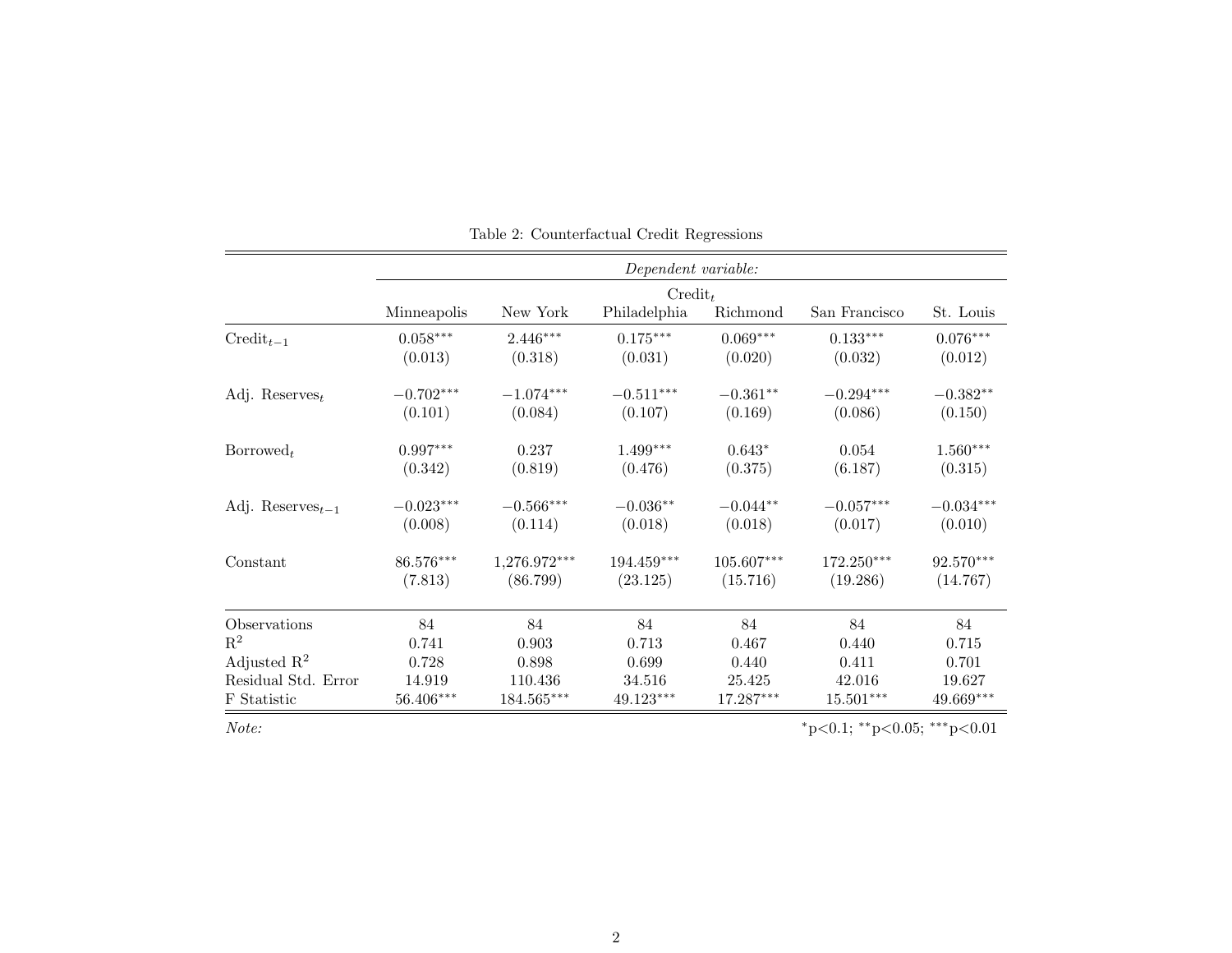Table 2: Counterfactual Credit Regressions

| | *Dependent variable:* | | | | | |
|---|---|---|---|---|---|---|
| | $\text{Credit}_t$ | | | | | |
| | Minneapolis | New York | Philadelphia | Richmond | San Francisco | St. Louis |
| $\text{Credit}_{t-1}$ | $0.058^{***}$ | $2.446^{***}$ | $0.175^{***}$ | $0.069^{***}$ | $0.133^{***}$ | $0.076^{***}$ |
| | (0.013) | (0.318) | (0.031) | (0.020) | (0.032) | (0.012) |
| Adj. $\text{Reserves}_t$ | $-0.702^{***}$ | $-1.074^{***}$ | $-0.511^{***}$ | $-0.361^{**}$ | $-0.294^{***}$ | $-0.382^{**}$ |
| | (0.101) | (0.084) | (0.107) | (0.169) | (0.086) | (0.150) |
| $\text{Borrowed}_t$ | $0.997^{***}$ | 0.237 | $1.499^{***}$ | $0.643^{*}$ | 0.054 | $1.560^{***}$ |
| | (0.342) | (0.819) | (0.476) | (0.375) | (6.187) | (0.315) |
| Adj. $\text{Reserves}_{t-1}$ | $-0.023^{***}$ | $-0.566^{***}$ | $-0.036^{**}$ | $-0.044^{**}$ | $-0.057^{***}$ | $-0.034^{***}$ |
| | (0.008) | (0.114) | (0.018) | (0.018) | (0.017) | (0.010) |
| Constant | $86.576^{***}$ | $1{,}276.972^{***}$ | $194.459^{***}$ | $105.607^{***}$ | $172.250^{***}$ | $92.570^{***}$ |
| | (7.813) | (86.799) | (23.125) | (15.716) | (19.286) | (14.767) |
| Observations | 84 | 84 | 84 | 84 | 84 | 84 |
| $R^2$ | 0.741 | 0.903 | 0.713 | 0.467 | 0.440 | 0.715 |
| Adjusted $R^2$ | 0.728 | 0.898 | 0.699 | 0.440 | 0.411 | 0.701 |
| Residual Std. Error | 14.919 | 110.436 | 34.516 | 25.425 | 42.016 | 19.627 |
| F Statistic | $56.406^{***}$ | $184.565^{***}$ | $49.123^{***}$ | $17.287^{***}$ | $15.501^{***}$ | $49.669^{***}$ |

*Note:* $^{*}$p<0.1; $^{**}$p<0.05; $^{***}$p<0.01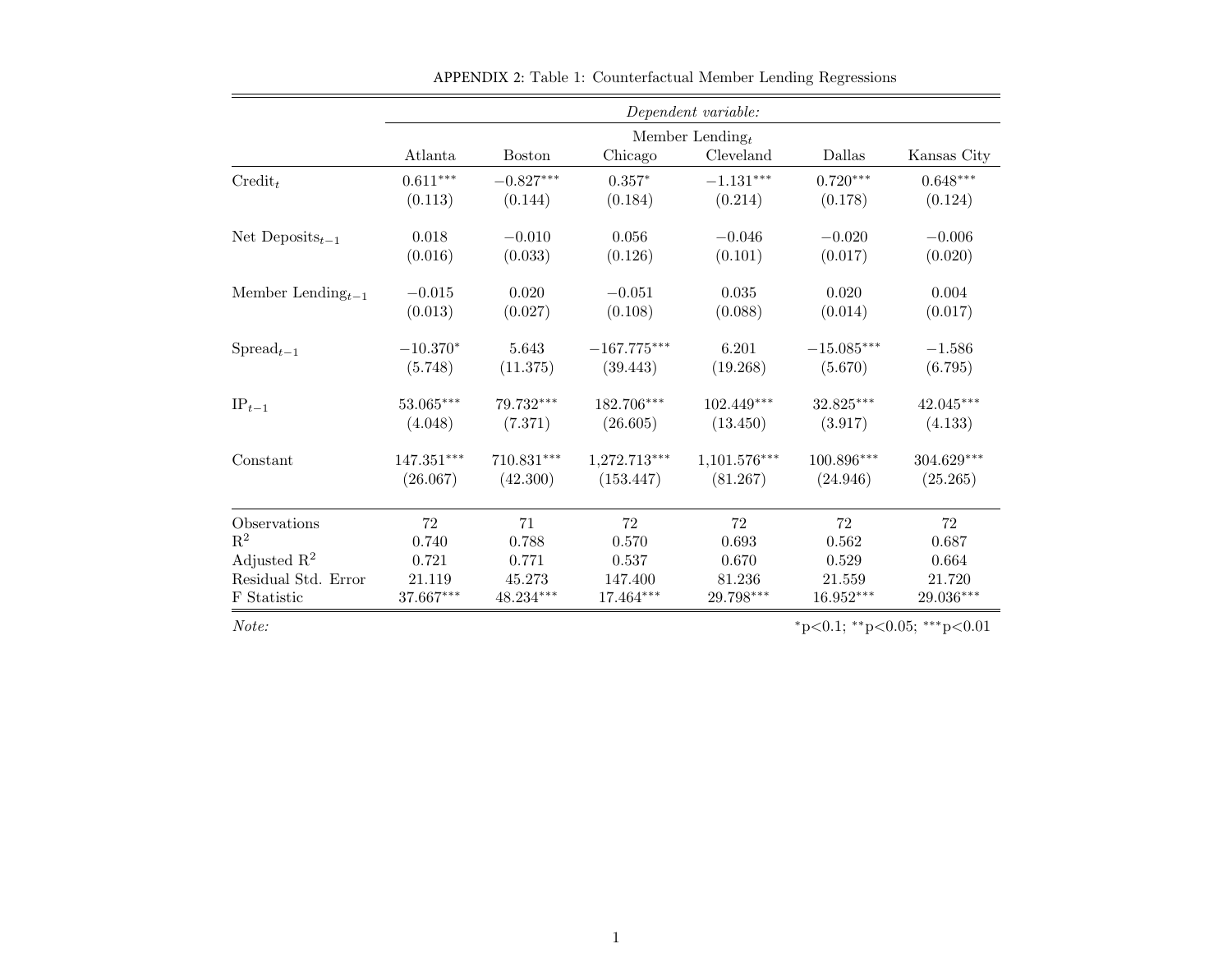APPENDIX 2: Table 1: Counterfactual Member Lending Regressions

| | *Dependent variable:* | | | | | |
|---|---|---|---|---|---|---|
| | Member Lending$_t$ | | | | | |
| | Atlanta | Boston | Chicago | Cleveland | Dallas | Kansas City |
| Credit$_t$ | 0.611$^{***}$ | −0.827$^{***}$ | 0.357$^{*}$ | −1.131$^{***}$ | 0.720$^{***}$ | 0.648$^{***}$ |
| | (0.113) | (0.144) | (0.184) | (0.214) | (0.178) | (0.124) |
| Net Deposits$_{t-1}$ | 0.018 | −0.010 | 0.056 | −0.046 | −0.020 | −0.006 |
| | (0.016) | (0.033) | (0.126) | (0.101) | (0.017) | (0.020) |
| Member Lending$_{t-1}$ | −0.015 | 0.020 | −0.051 | 0.035 | 0.020 | 0.004 |
| | (0.013) | (0.027) | (0.108) | (0.088) | (0.014) | (0.017) |
| Spread$_{t-1}$ | −10.370$^{*}$ | 5.643 | −167.775$^{***}$ | 6.201 | −15.085$^{***}$ | −1.586 |
| | (5.748) | (11.375) | (39.443) | (19.268) | (5.670) | (6.795) |
| IP$_{t-1}$ | 53.065$^{***}$ | 79.732$^{***}$ | 182.706$^{***}$ | 102.449$^{***}$ | 32.825$^{***}$ | 42.045$^{***}$ |
| | (4.048) | (7.371) | (26.605) | (13.450) | (3.917) | (4.133) |
| Constant | 147.351$^{***}$ | 710.831$^{***}$ | 1,272.713$^{***}$ | 1,101.576$^{***}$ | 100.896$^{***}$ | 304.629$^{***}$ |
| | (26.067) | (42.300) | (153.447) | (81.267) | (24.946) | (25.265) |
| Observations | 72 | 71 | 72 | 72 | 72 | 72 |
| $R^2$ | 0.740 | 0.788 | 0.570 | 0.693 | 0.562 | 0.687 |
| Adjusted $R^2$ | 0.721 | 0.771 | 0.537 | 0.670 | 0.529 | 0.664 |
| Residual Std. Error | 21.119 | 45.273 | 147.400 | 81.236 | 21.559 | 21.720 |
| F Statistic | 37.667$^{***}$ | 48.234$^{***}$ | 17.464$^{***}$ | 29.798$^{***}$ | 16.952$^{***}$ | 29.036$^{***}$ |

*Note:* $^{*}$p<0.1; $^{**}$p<0.05; $^{***}$p<0.01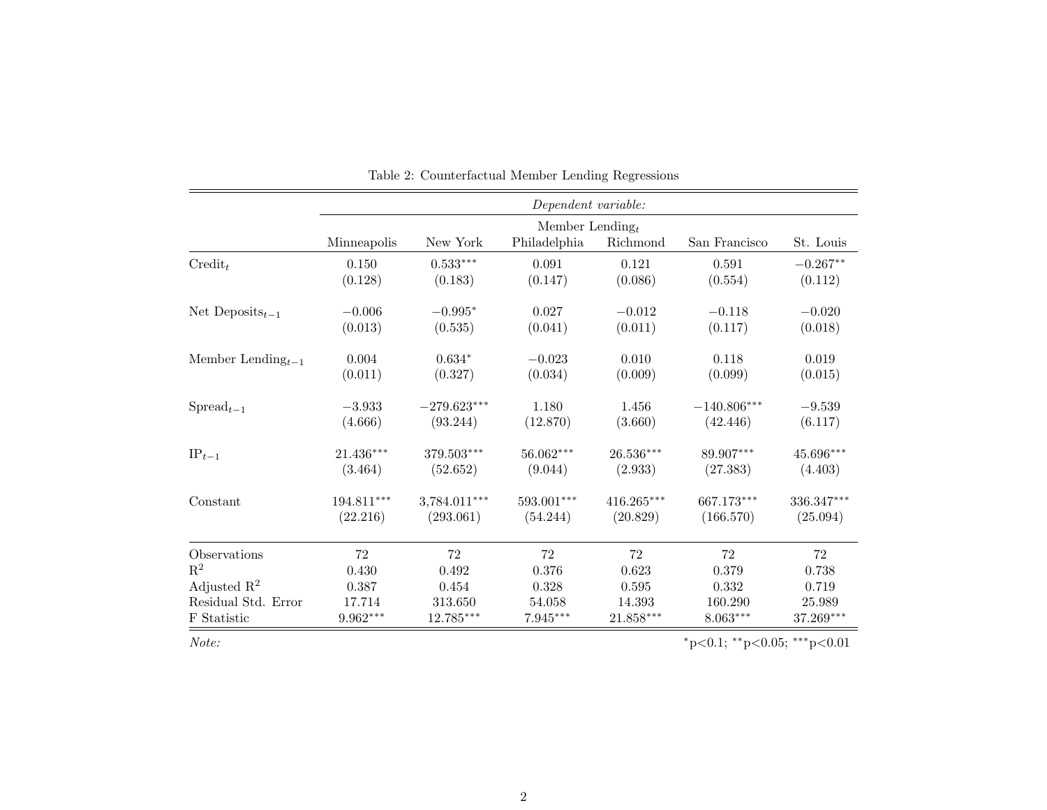Table 2: Counterfactual Member Lending Regressions

| | *Dependent variable:* | | | | | |
|---|---|---|---|---|---|---|
| | Member Lending$_t$ | | | | | |
| | Minneapolis | New York | Philadelphia | Richmond | San Francisco | St. Louis |
| Credit$_t$ | 0.150 | 0.533$^{***}$ | 0.091 | 0.121 | 0.591 | $-0.267^{**}$ |
| | (0.128) | (0.183) | (0.147) | (0.086) | (0.554) | (0.112) |
| Net Deposits$_{t-1}$ | $-0.006$ | $-0.995^{*}$ | 0.027 | $-0.012$ | $-0.118$ | $-0.020$ |
| | (0.013) | (0.535) | (0.041) | (0.011) | (0.117) | (0.018) |
| Member Lending$_{t-1}$ | 0.004 | 0.634$^{*}$ | $-0.023$ | 0.010 | 0.118 | 0.019 |
| | (0.011) | (0.327) | (0.034) | (0.009) | (0.099) | (0.015) |
| Spread$_{t-1}$ | $-3.933$ | $-279.623^{***}$ | 1.180 | 1.456 | $-140.806^{***}$ | $-9.539$ |
| | (4.666) | (93.244) | (12.870) | (3.660) | (42.446) | (6.117) |
| IP$_{t-1}$ | 21.436$^{***}$ | 379.503$^{***}$ | 56.062$^{***}$ | 26.536$^{***}$ | 89.907$^{***}$ | 45.696$^{***}$ |
| | (3.464) | (52.652) | (9.044) | (2.933) | (27.383) | (4.403) |
| Constant | 194.811$^{***}$ | 3,784.011$^{***}$ | 593.001$^{***}$ | 416.265$^{***}$ | 667.173$^{***}$ | 336.347$^{***}$ |
| | (22.216) | (293.061) | (54.244) | (20.829) | (166.570) | (25.094) |
| Observations | 72 | 72 | 72 | 72 | 72 | 72 |
| $R^2$ | 0.430 | 0.492 | 0.376 | 0.623 | 0.379 | 0.738 |
| Adjusted $R^2$ | 0.387 | 0.454 | 0.328 | 0.595 | 0.332 | 0.719 |
| Residual Std. Error | 17.714 | 313.650 | 54.058 | 14.393 | 160.290 | 25.989 |
| F Statistic | 9.962$^{***}$ | 12.785$^{***}$ | 7.945$^{***}$ | 21.858$^{***}$ | 8.063$^{***}$ | 37.269$^{***}$ |

*Note:* $^{*}$p<0.1; $^{**}$p<0.05; $^{***}$p<0.01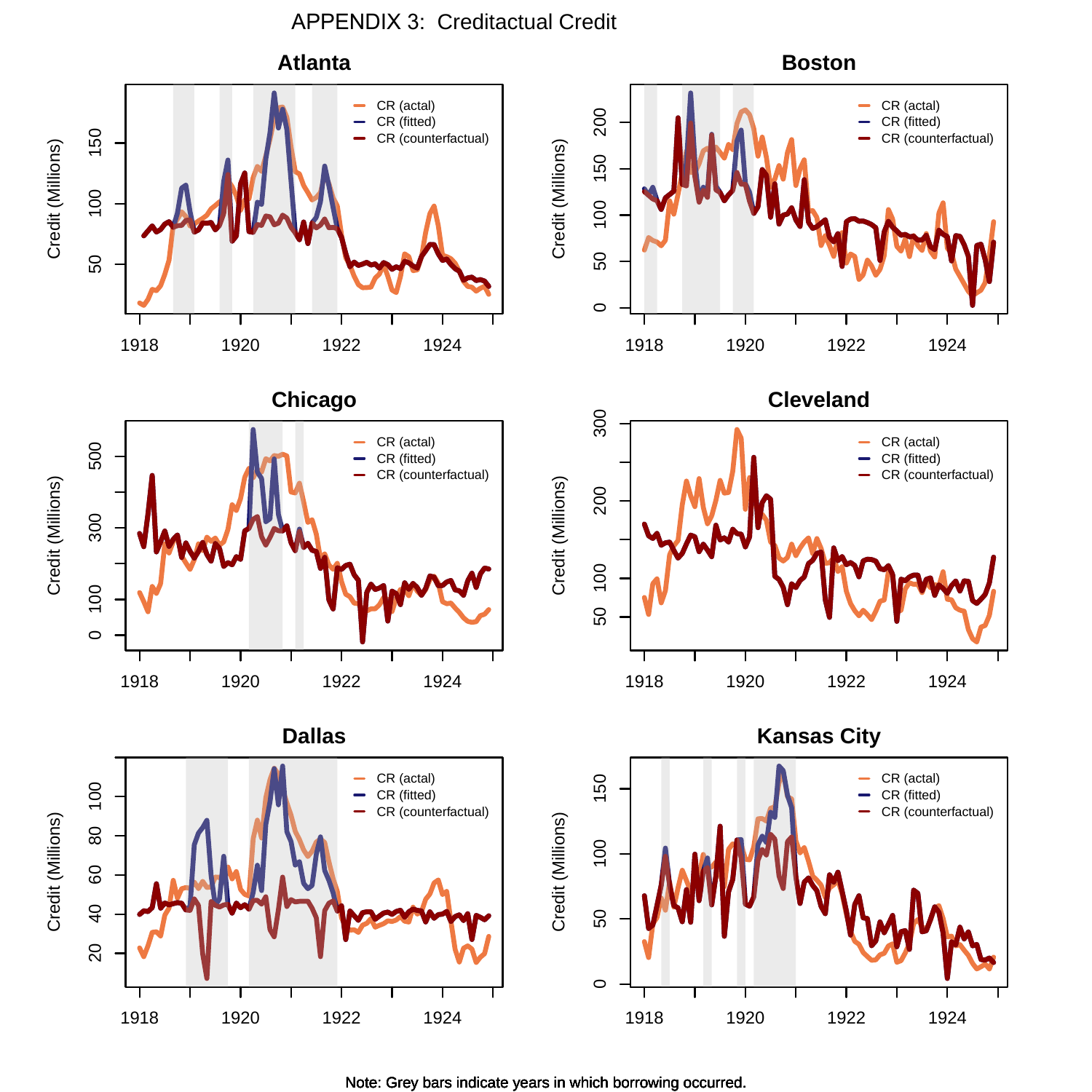APPENDIX 3: Creditactual Credit

Note: Grey bars indicate years in which borrowing occurred.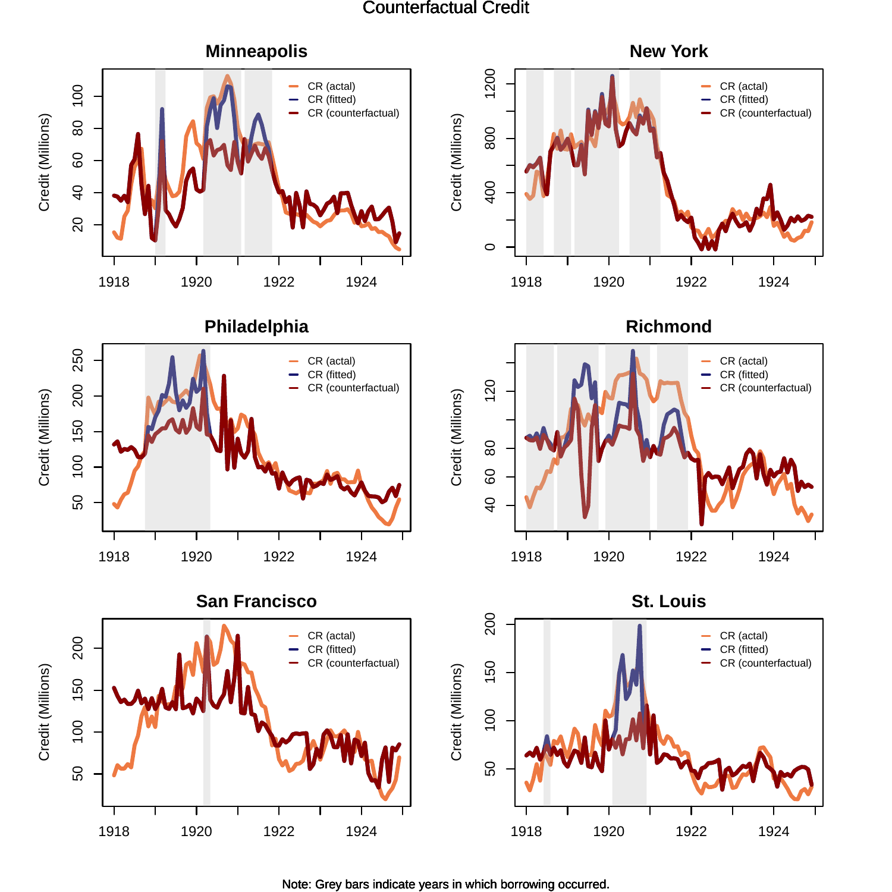Counterfactual Credit

Note: Grey bars indicate years in which borrowing occurred.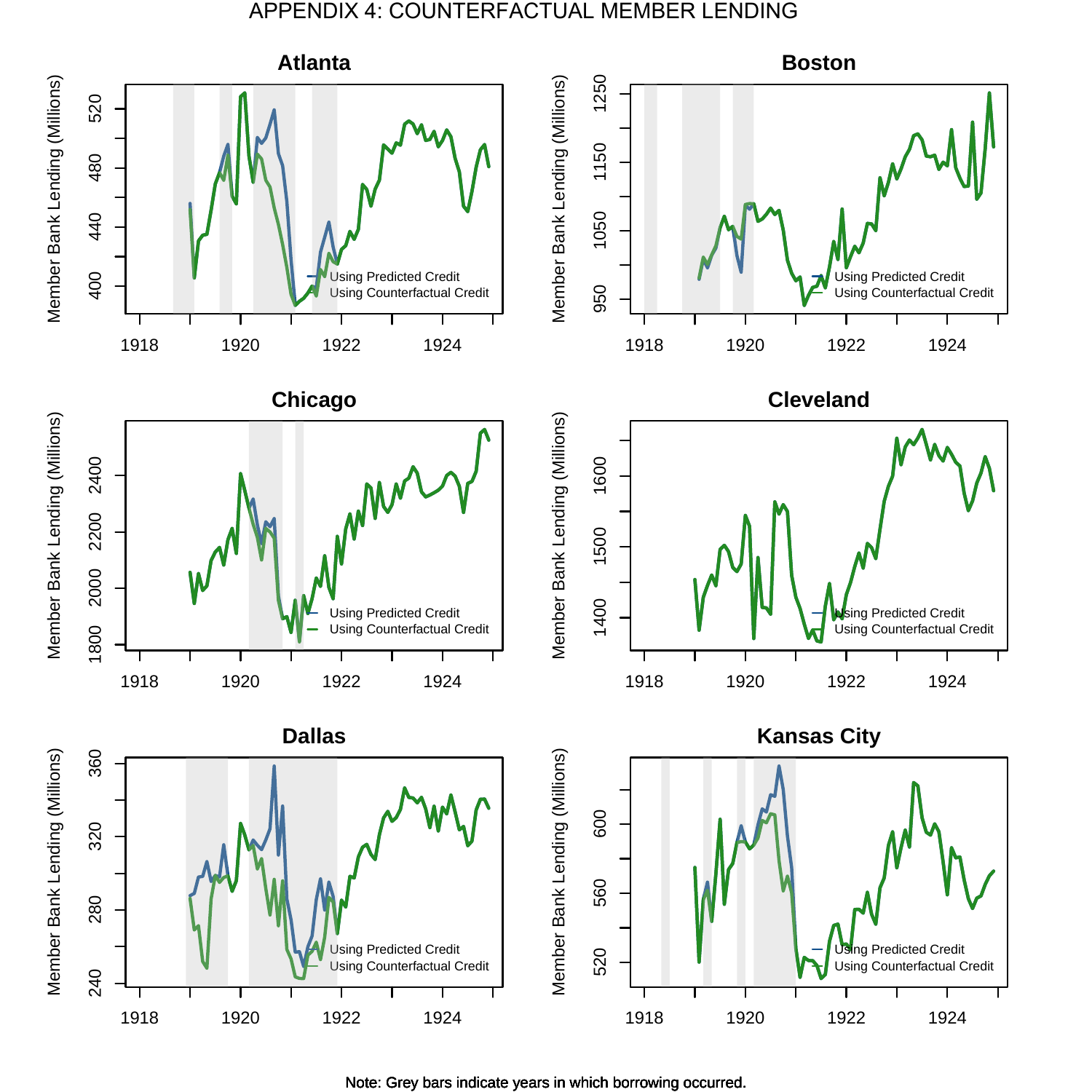# APPENDIX 4: COUNTERFACTUAL MEMBER LENDING

## Atlanta

Member Bank Lending (Millions)

Legend: Using Predicted Credit; Using Counterfactual Credit

## Boston

Member Bank Lending (Millions)

Legend: Using Predicted Credit; Using Counterfactual Credit

## Chicago

Member Bank Lending (Millions)

Legend: Using Predicted Credit; Using Counterfactual Credit

## Cleveland

Member Bank Lending (Millions)

Legend: Using Predicted Credit; Using Counterfactual Credit

## Dallas

Member Bank Lending (Millions)

Legend: Using Predicted Credit; Using Counterfactual Credit

## Kansas City

Member Bank Lending (Millions)

Legend: Using Predicted Credit; Using Counterfactual Credit

Note: Grey bars indicate years in which borrowing occurred.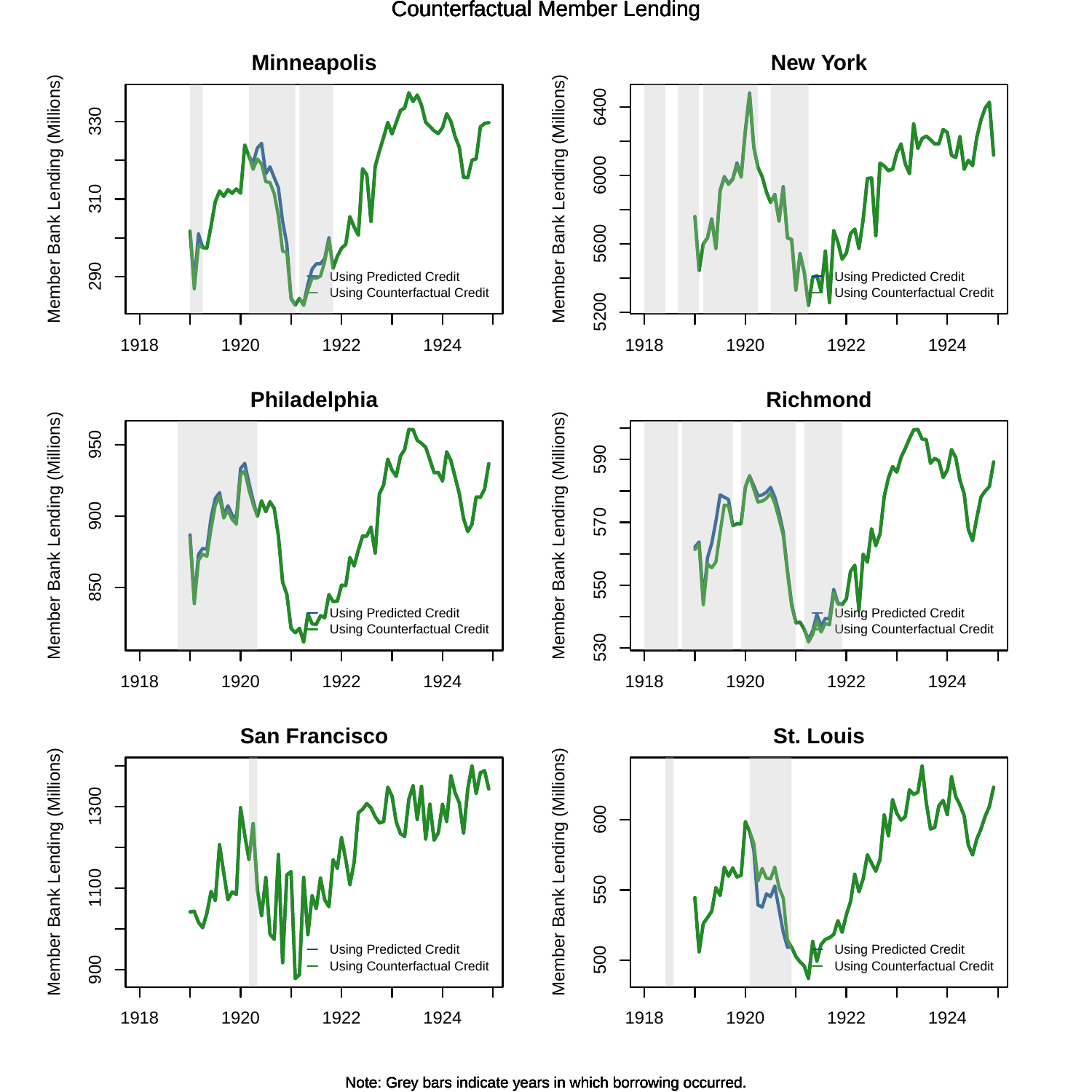Counterfactual Member Lending

Minneapolis

Member Bank Lending (Millions)

290
310
330

1918
1920
1922
1924

Using Predicted Credit
Using Counterfactual Credit

New York

Member Bank Lending (Millions)

5200
5600
6000
6400

1918
1920
1922
1924

Using Predicted Credit
Using Counterfactual Credit

Philadelphia

Member Bank Lending (Millions)

850
900
950

1918
1920
1922
1924

Using Predicted Credit
Using Counterfactual Credit

Richmond

Member Bank Lending (Millions)

530
550
570
590

1918
1920
1922
1924

Using Predicted Credit
Using Counterfactual Credit

San Francisco

Member Bank Lending (Millions)

900
1100
1300

1918
1920
1922
1924

Using Predicted Credit
Using Counterfactual Credit

St. Louis

Member Bank Lending (Millions)

500
550
600

1918
1920
1922
1924

Using Predicted Credit
Using Counterfactual Credit

Note: Grey bars indicate years in which borrowing occurred.